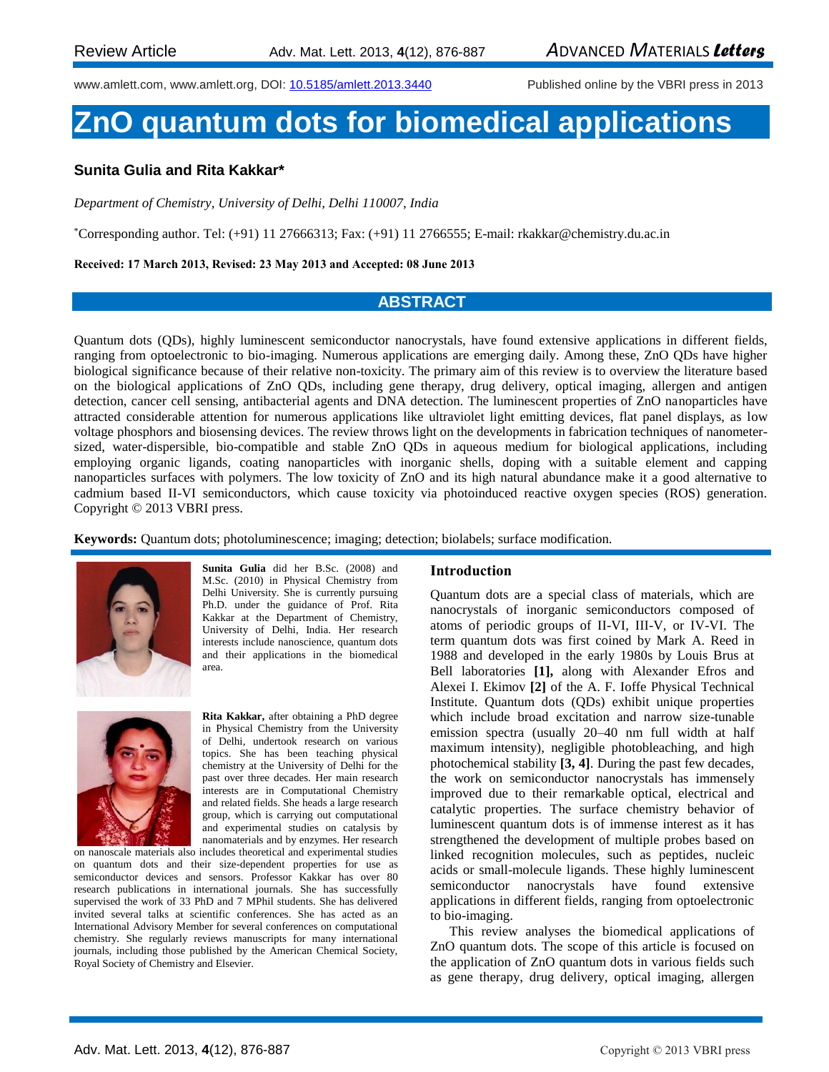Review Article

www.amlett.com, www.amlett.org, DOI: 10.5185/amlett.2013.3440 Published online by the VBRI press in 2013

# ZnO quantum dots for biomedical applications

**Sunita Gulia and Rita Kakkar***

*Department of Chemistry, University of Delhi, Delhi 110007, India*

*Corresponding author. Tel: (+91) 11 27666313; Fax: (+91) 11 2766555; E-mail: rkakkar@chemistry.du.ac.in

**Received: 17 March 2013, Revised: 23 May 2013 and Accepted: 08 June 2013**

## ABSTRACT

Quantum dots (QDs), highly luminescent semiconductor nanocrystals, have found extensive applications in different fields, ranging from optoelectronic to bio-imaging. Numerous applications are emerging daily. Among these, ZnO QDs have higher biological significance because of their relative non-toxicity. The primary aim of this review is to overview the literature based on the biological applications of ZnO QDs, including gene therapy, drug delivery, optical imaging, allergen and antigen detection, cancer cell sensing, antibacterial agents and DNA detection. The luminescent properties of ZnO nanoparticles have attracted considerable attention for numerous applications like ultraviolet light emitting devices, flat panel displays, as low voltage phosphors and biosensing devices. The review throws light on the developments in fabrication techniques of nanometer-sized, water-dispersible, bio-compatible and stable ZnO QDs in aqueous medium for biological applications, including employing organic ligands, coating nanoparticles with inorganic shells, doping with a suitable element and capping nanoparticles surfaces with polymers. The low toxicity of ZnO and its high natural abundance make it a good alternative to cadmium based II-VI semiconductors, which cause toxicity via photoinduced reactive oxygen species (ROS) generation. Copyright © 2013 VBRI press.

**Keywords:** Quantum dots; photoluminescence; imaging; detection; biolabels; surface modification.

**Sunita Gulia** did her B.Sc. (2008) and M.Sc. (2010) in Physical Chemistry from Delhi University. She is currently pursuing Ph.D. under the guidance of Prof. Rita Kakkar at the Department of Chemistry, University of Delhi, India. Her research interests include nanoscience, quantum dots and their applications in the biomedical area.

**Rita Kakkar,** after obtaining a PhD degree in Physical Chemistry from the University of Delhi, undertook research on various topics. She has been teaching physical chemistry at the University of Delhi for the past over three decades. Her main research interests are in Computational Chemistry and related fields. She heads a large research group, which is carrying out computational and experimental studies on catalysis by nanomaterials and by enzymes. Her research on nanoscale materials also includes theoretical and experimental studies on quantum dots and their size-dependent properties for use as semiconductor devices and sensors. Professor Kakkar has over 80 research publications in international journals. She has successfully supervised the work of 33 PhD and 7 MPhil students. She has delivered invited several talks at scientific conferences. She has acted as an International Advisory Member for several conferences on computational chemistry. She regularly reviews manuscripts for many international journals, including those published by the American Chemical Society, Royal Society of Chemistry and Elsevier.

## Introduction

Quantum dots are a special class of materials, which are nanocrystals of inorganic semiconductors composed of atoms of periodic groups of II-VI, III-V, or IV-VI. The term quantum dots was first coined by Mark A. Reed in 1988 and developed in the early 1980s by Louis Brus at Bell laboratories **[1],** along with Alexander Efros and Alexei I. Ekimov **[2]** of the A. F. Ioffe Physical Technical Institute. Quantum dots (QDs) exhibit unique properties which include broad excitation and narrow size-tunable emission spectra (usually 20–40 nm full width at half maximum intensity), negligible photobleaching, and high photochemical stability **[3, 4]**. During the past few decades, the work on semiconductor nanocrystals has immensely improved due to their remarkable optical, electrical and catalytic properties. The surface chemistry behavior of luminescent quantum dots is of immense interest as it has strengthened the development of multiple probes based on linked recognition molecules, such as peptides, nucleic acids or small-molecule ligands. These highly luminescent semiconductor nanocrystals have found extensive applications in different fields, ranging from optoelectronic to bio-imaging.

This review analyses the biomedical applications of ZnO quantum dots. The scope of this article is focused on the application of ZnO quantum dots in various fields such as gene therapy, drug delivery, optical imaging, allergen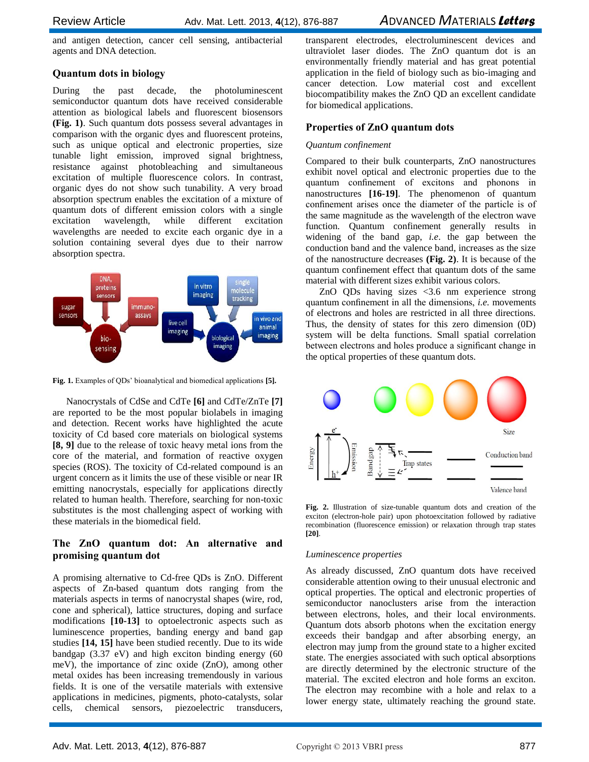and antigen detection, cancer cell sensing, antibacterial agents and DNA detection.

## Quantum dots in biology

During the past decade, the photoluminescent semiconductor quantum dots have received considerable attention as biological labels and fluorescent biosensors **(Fig. 1)**. Such quantum dots possess several advantages in comparison with the organic dyes and fluorescent proteins, such as unique optical and electronic properties, size tunable light emission, improved signal brightness, resistance against photobleaching and simultaneous excitation of multiple fluorescence colors. In contrast, organic dyes do not show such tunability. A very broad absorption spectrum enables the excitation of a mixture of quantum dots of different emission colors with a single excitation wavelength, while different excitation wavelengths are needed to excite each organic dye in a solution containing several dyes due to their narrow absorption spectra.

**Fig. 1.** Examples of QDs' bioanalytical and biomedical applications **[5]**.

Nanocrystals of CdSe and CdTe **[6]** and CdTe/ZnTe **[7]** are reported to be the most popular biolabels in imaging and detection. Recent works have highlighted the acute toxicity of Cd based core materials on biological systems **[8, 9]** due to the release of toxic heavy metal ions from the core of the material, and formation of reactive oxygen species (ROS). The toxicity of Cd-related compound is an urgent concern as it limits the use of these visible or near IR emitting nanocrystals, especially for applications directly related to human health. Therefore, searching for non-toxic substitutes is the most challenging aspect of working with these materials in the biomedical field.

## The ZnO quantum dot: An alternative and promising quantum dot

A promising alternative to Cd-free QDs is ZnO. Different aspects of Zn-based quantum dots ranging from the materials aspects in terms of nanocrystal shapes (wire, rod, cone and spherical), lattice structures, doping and surface modifications **[10-13]** to optoelectronic aspects such as luminescence properties, banding energy and band gap studies **[14, 15]** have been studied recently. Due to its wide bandgap (3.37 eV) and high exciton binding energy (60 meV), the importance of zinc oxide (ZnO), among other metal oxides has been increasing tremendously in various fields. It is one of the versatile materials with extensive applications in medicines, pigments, photo-catalysts, solar cells, chemical sensors, piezoelectric transducers, transparent electrodes, electroluminescent devices and ultraviolet laser diodes. The ZnO quantum dot is an environmentally friendly material and has great potential application in the field of biology such as bio-imaging and cancer detection. Low material cost and excellent biocompatibility makes the ZnO QD an excellent candidate for biomedical applications.

## Properties of ZnO quantum dots

### *Quantum confinement*

Compared to their bulk counterparts, ZnO nanostructures exhibit novel optical and electronic properties due to the quantum confinement of excitons and phonons in nanostructures **[16-19]**. The phenomenon of quantum confinement arises once the diameter of the particle is of the same magnitude as the wavelength of the electron wave function. Quantum confinement generally results in widening of the band gap, *i.e*. the gap between the conduction band and the valence band, increases as the size of the nanostructure decreases **(Fig. 2)**. It is because of the quantum confinement effect that quantum dots of the same material with different sizes exhibit various colors.

ZnO QDs having sizes <3.6 nm experience strong quantum confinement in all the dimensions, *i.e.* movements of electrons and holes are restricted in all three directions. Thus, the density of states for this zero dimension (0D) system will be delta functions. Small spatial correlation between electrons and holes produce a significant change in the optical properties of these quantum dots.

**Fig. 2.** Illustration of size-tunable quantum dots and creation of the exciton (electron-hole pair) upon photoexcitation followed by radiative recombination (fluorescence emission) or relaxation through trap states **[20]**.

### *Luminescence properties*

As already discussed, ZnO quantum dots have received considerable attention owing to their unusual electronic and optical properties. The optical and electronic properties of semiconductor nanoclusters arise from the interaction between electrons, holes, and their local environments. Quantum dots absorb photons when the excitation energy exceeds their bandgap and after absorbing energy, an electron may jump from the ground state to a higher excited state. The energies associated with such optical absorptions are directly determined by the electronic structure of the material. The excited electron and hole forms an exciton. The electron may recombine with a hole and relax to a lower energy state, ultimately reaching the ground state.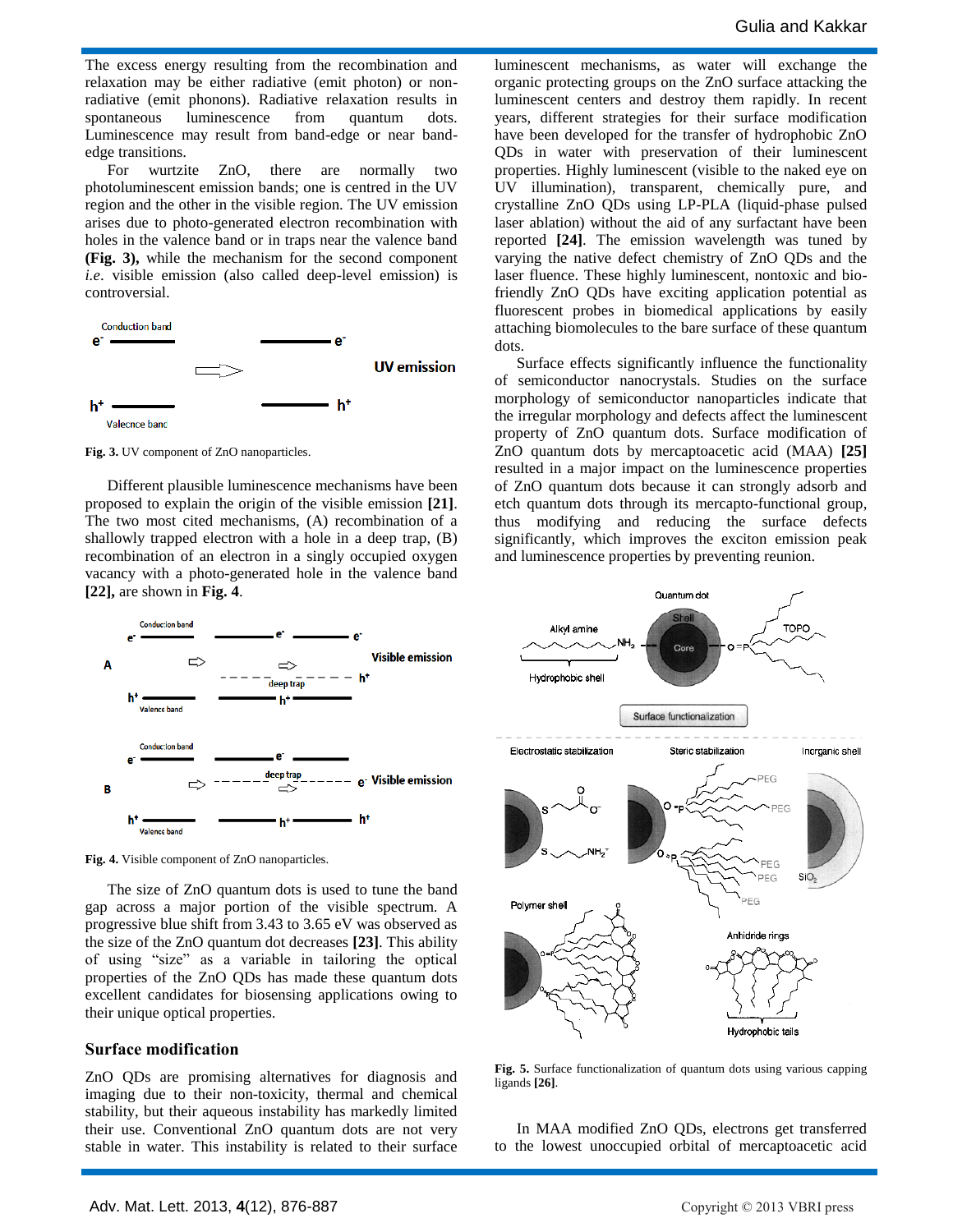The excess energy resulting from the recombination and relaxation may be either radiative (emit photon) or non-radiative (emit phonons). Radiative relaxation results in spontaneous luminescence from quantum dots. Luminescence may result from band-edge or near band-edge transitions.

For wurtzite ZnO, there are normally two photoluminescent emission bands; one is centred in the UV region and the other in the visible region. The UV emission arises due to photo-generated electron recombination with holes in the valence band or in traps near the valence band **(Fig. 3),** while the mechanism for the second component *i.e*. visible emission (also called deep-level emission) is controversial.

**Fig. 3.** UV component of ZnO nanoparticles.

Different plausible luminescence mechanisms have been proposed to explain the origin of the visible emission **[21]**. The two most cited mechanisms, (A) recombination of a shallowly trapped electron with a hole in a deep trap, (B) recombination of an electron in a singly occupied oxygen vacancy with a photo-generated hole in the valence band **[22],** are shown in **Fig. 4**.

**Fig. 4.** Visible component of ZnO nanoparticles.

The size of ZnO quantum dots is used to tune the band gap across a major portion of the visible spectrum. A progressive blue shift from 3.43 to 3.65 eV was observed as the size of the ZnO quantum dot decreases **[23]**. This ability of using "size" as a variable in tailoring the optical properties of the ZnO QDs has made these quantum dots excellent candidates for biosensing applications owing to their unique optical properties.

## Surface modification

ZnO QDs are promising alternatives for diagnosis and imaging due to their non-toxicity, thermal and chemical stability, but their aqueous instability has markedly limited their use. Conventional ZnO quantum dots are not very stable in water. This instability is related to their surface luminescent mechanisms, as water will exchange the organic protecting groups on the ZnO surface attacking the luminescent centers and destroy them rapidly. In recent years, different strategies for their surface modification have been developed for the transfer of hydrophobic ZnO QDs in water with preservation of their luminescent properties. Highly luminescent (visible to the naked eye on UV illumination), transparent, chemically pure, and crystalline ZnO QDs using LP-PLA (liquid-phase pulsed laser ablation) without the aid of any surfactant have been reported **[24]**. The emission wavelength was tuned by varying the native defect chemistry of ZnO QDs and the laser fluence. These highly luminescent, nontoxic and bio-friendly ZnO QDs have exciting application potential as fluorescent probes in biomedical applications by easily attaching biomolecules to the bare surface of these quantum dots.

Surface effects significantly influence the functionality of semiconductor nanocrystals. Studies on the surface morphology of semiconductor nanoparticles indicate that the irregular morphology and defects affect the luminescent property of ZnO quantum dots. Surface modification of ZnO quantum dots by mercaptoacetic acid (MAA) **[25]** resulted in a major impact on the luminescence properties of ZnO quantum dots because it can strongly adsorb and etch quantum dots through its mercapto-functional group, thus modifying and reducing the surface defects significantly, which improves the exciton emission peak and luminescence properties by preventing reunion.

**Fig. 5.** Surface functionalization of quantum dots using various capping ligands **[26]**.

In MAA modified ZnO QDs, electrons get transferred to the lowest unoccupied orbital of mercaptoacetic acid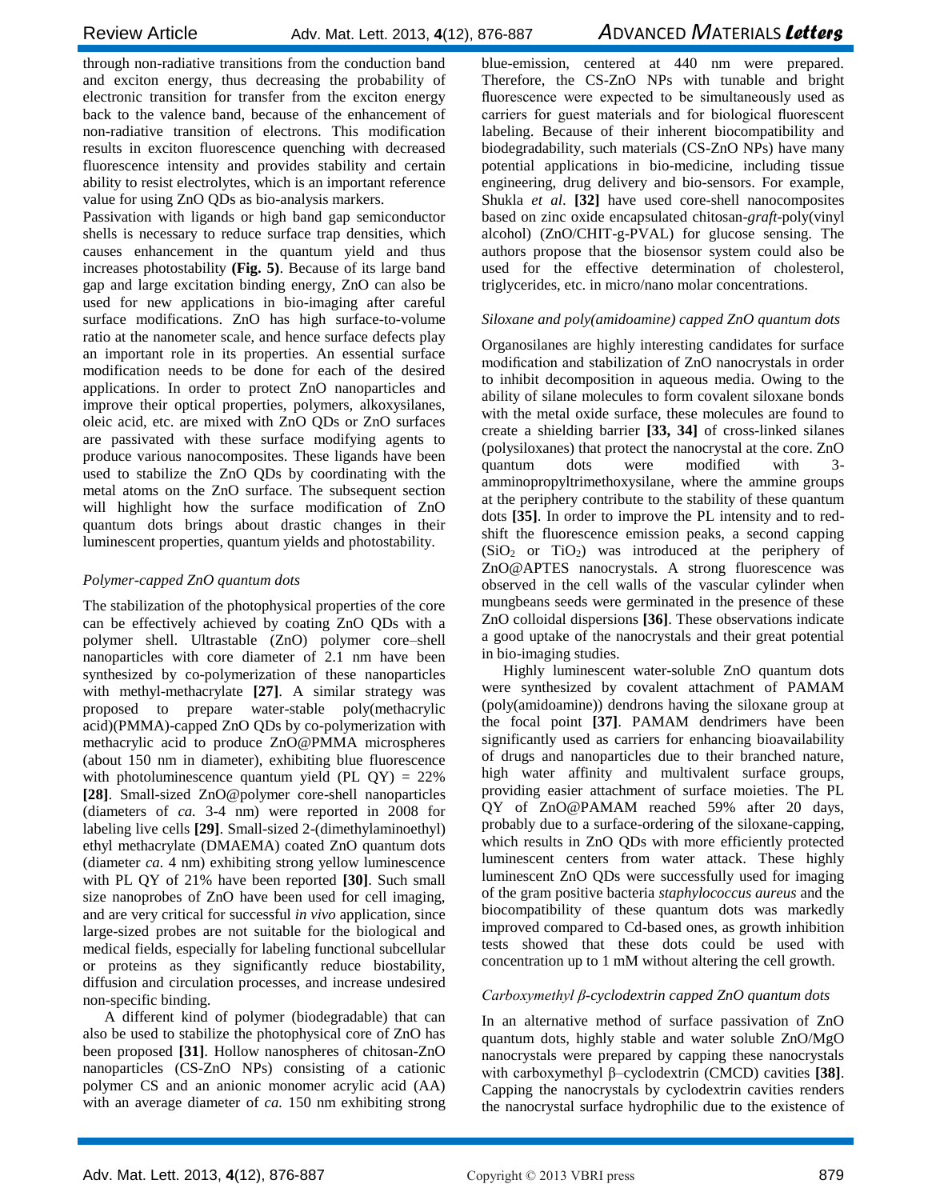through non-radiative transitions from the conduction band and exciton energy, thus decreasing the probability of electronic transition for transfer from the exciton energy back to the valence band, because of the enhancement of non-radiative transition of electrons. This modification results in exciton fluorescence quenching with decreased fluorescence intensity and provides stability and certain ability to resist electrolytes, which is an important reference value for using ZnO QDs as bio-analysis markers.

Passivation with ligands or high band gap semiconductor shells is necessary to reduce surface trap densities, which causes enhancement in the quantum yield and thus increases photostability **(Fig. 5)**. Because of its large band gap and large excitation binding energy, ZnO can also be used for new applications in bio-imaging after careful surface modifications. ZnO has high surface-to-volume ratio at the nanometer scale, and hence surface defects play an important role in its properties. An essential surface modification needs to be done for each of the desired applications. In order to protect ZnO nanoparticles and improve their optical properties, polymers, alkoxysilanes, oleic acid, etc. are mixed with ZnO QDs or ZnO surfaces are passivated with these surface modifying agents to produce various nanocomposites. These ligands have been used to stabilize the ZnO QDs by coordinating with the metal atoms on the ZnO surface. The subsequent section will highlight how the surface modification of ZnO quantum dots brings about drastic changes in their luminescent properties, quantum yields and photostability.

### *Polymer-capped ZnO quantum dots*

The stabilization of the photophysical properties of the core can be effectively achieved by coating ZnO QDs with a polymer shell. Ultrastable (ZnO) polymer core–shell nanoparticles with core diameter of 2.1 nm have been synthesized by co-polymerization of these nanoparticles with methyl-methacrylate **[27]**. A similar strategy was proposed to prepare water-stable poly(methacrylic acid)(PMMA)-capped ZnO QDs by co-polymerization with methacrylic acid to produce ZnO@PMMA microspheres (about 150 nm in diameter), exhibiting blue fluorescence with photoluminescence quantum yield (PL QY) = 22% **[28]**. Small-sized ZnO@polymer core-shell nanoparticles (diameters of *ca.* 3-4 nm) were reported in 2008 for labeling live cells **[29]**. Small-sized 2-(dimethylaminoethyl) ethyl methacrylate (DMAEMA) coated ZnO quantum dots (diameter *ca*. 4 nm) exhibiting strong yellow luminescence with PL QY of 21% have been reported **[30]**. Such small size nanoprobes of ZnO have been used for cell imaging, and are very critical for successful *in vivo* application, since large-sized probes are not suitable for the biological and medical fields, especially for labeling functional subcellular or proteins as they significantly reduce biostability, diffusion and circulation processes, and increase undesired non-specific binding.

A different kind of polymer (biodegradable) that can also be used to stabilize the photophysical core of ZnO has been proposed **[31]**. Hollow nanospheres of chitosan-ZnO nanoparticles (CS-ZnO NPs) consisting of a cationic polymer CS and an anionic monomer acrylic acid (AA) with an average diameter of *ca.* 150 nm exhibiting strong blue-emission, centered at 440 nm were prepared. Therefore, the CS-ZnO NPs with tunable and bright fluorescence were expected to be simultaneously used as carriers for guest materials and for biological fluorescent labeling. Because of their inherent biocompatibility and biodegradability, such materials (CS-ZnO NPs) have many potential applications in bio-medicine, including tissue engineering, drug delivery and bio-sensors. For example, Shukla *et al*. **[32]** have used core-shell nanocomposites based on zinc oxide encapsulated chitosan-*graft*-poly(vinyl alcohol) (ZnO/CHIT-g-PVAL) for glucose sensing. The authors propose that the biosensor system could also be used for the effective determination of cholesterol, triglycerides, etc. in micro/nano molar concentrations.

### *Siloxane and poly(amidoamine) capped ZnO quantum dots*

Organosilanes are highly interesting candidates for surface modification and stabilization of ZnO nanocrystals in order to inhibit decomposition in aqueous media. Owing to the ability of silane molecules to form covalent siloxane bonds with the metal oxide surface, these molecules are found to create a shielding barrier **[33, 34]** of cross-linked silanes (polysiloxanes) that protect the nanocrystal at the core. ZnO quantum dots were modified with 3-amminopropyltrimethoxysilane, where the ammine groups at the periphery contribute to the stability of these quantum dots **[35]**. In order to improve the PL intensity and to red-shift the fluorescence emission peaks, a second capping ($SiO_2$ or $TiO_2$) was introduced at the periphery of ZnO@APTES nanocrystals. A strong fluorescence was observed in the cell walls of the vascular cylinder when mungbeans seeds were germinated in the presence of these ZnO colloidal dispersions **[36]**. These observations indicate a good uptake of the nanocrystals and their great potential in bio-imaging studies.

Highly luminescent water-soluble ZnO quantum dots were synthesized by covalent attachment of PAMAM (poly(amidoamine)) dendrons having the siloxane group at the focal point **[37]**. PAMAM dendrimers have been significantly used as carriers for enhancing bioavailability of drugs and nanoparticles due to their branched nature, high water affinity and multivalent surface groups, providing easier attachment of surface moieties. The PL QY of ZnO@PAMAM reached 59% after 20 days, probably due to a surface-ordering of the siloxane-capping, which results in ZnO QDs with more efficiently protected luminescent centers from water attack. These highly luminescent ZnO QDs were successfully used for imaging of the gram positive bacteria *staphylococcus aureus* and the biocompatibility of these quantum dots was markedly improved compared to Cd-based ones, as growth inhibition tests showed that these dots could be used with concentration up to 1 mM without altering the cell growth.

### *Carboxymethyl β-cyclodextrin capped ZnO quantum dots*

In an alternative method of surface passivation of ZnO quantum dots, highly stable and water soluble ZnO/MgO nanocrystals were prepared by capping these nanocrystals with carboxymethyl β–cyclodextrin (CMCD) cavities **[38]**. Capping the nanocrystals by cyclodextrin cavities renders the nanocrystal surface hydrophilic due to the existence of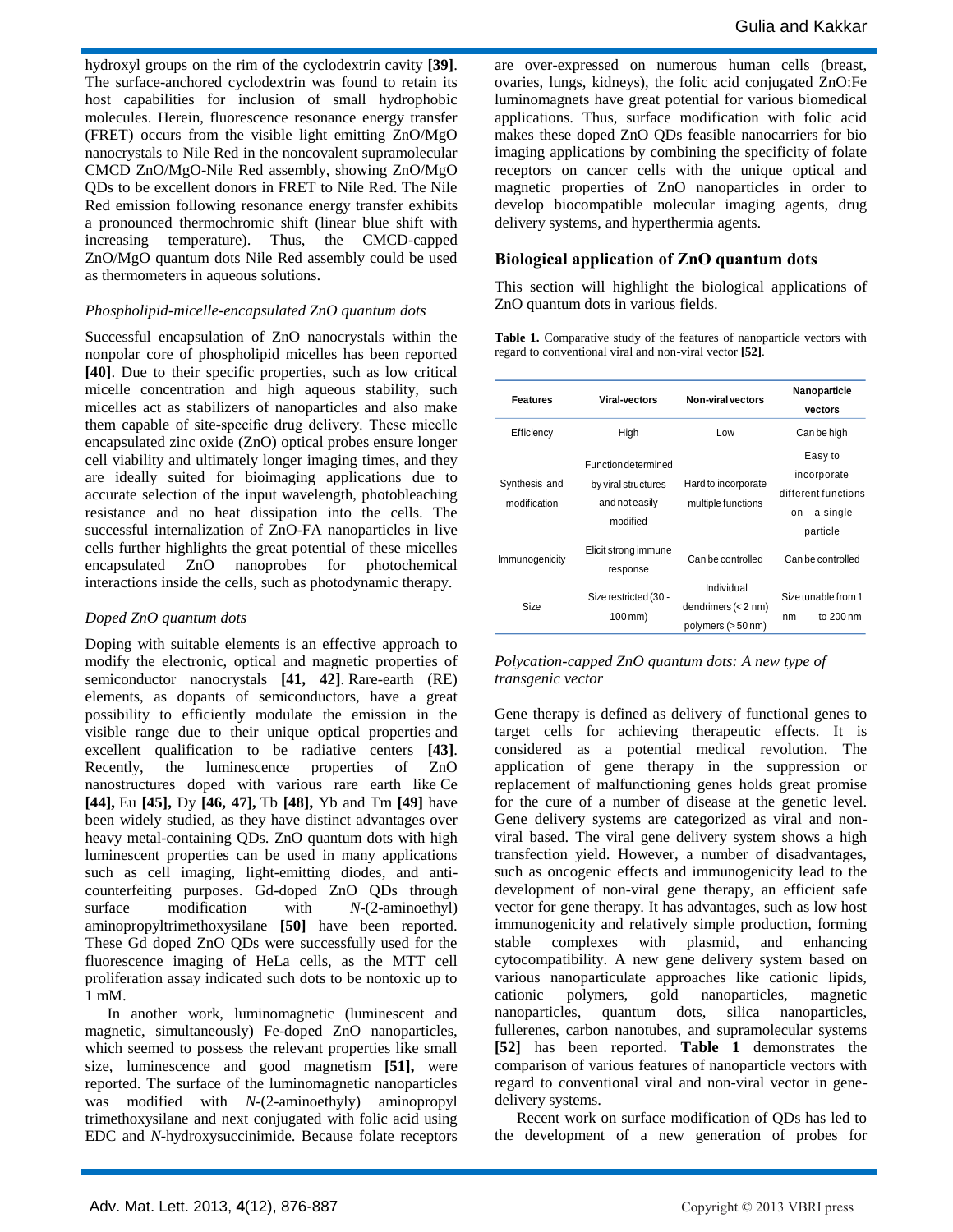hydroxyl groups on the rim of the cyclodextrin cavity **[39]**. The surface-anchored cyclodextrin was found to retain its host capabilities for inclusion of small hydrophobic molecules. Herein, fluorescence resonance energy transfer (FRET) occurs from the visible light emitting ZnO/MgO nanocrystals to Nile Red in the noncovalent supramolecular CMCD ZnO/MgO-Nile Red assembly, showing ZnO/MgO QDs to be excellent donors in FRET to Nile Red. The Nile Red emission following resonance energy transfer exhibits a pronounced thermochromic shift (linear blue shift with increasing temperature). Thus, the CMCD-capped ZnO/MgO quantum dots Nile Red assembly could be used as thermometers in aqueous solutions.

*Phospholipid-micelle-encapsulated ZnO quantum dots*

Successful encapsulation of ZnO nanocrystals within the nonpolar core of phospholipid micelles has been reported **[40]**. Due to their specific properties, such as low critical micelle concentration and high aqueous stability, such micelles act as stabilizers of nanoparticles and also make them capable of site-specific drug delivery. These micelle encapsulated zinc oxide (ZnO) optical probes ensure longer cell viability and ultimately longer imaging times, and they are ideally suited for bioimaging applications due to accurate selection of the input wavelength, photobleaching resistance and no heat dissipation into the cells. The successful internalization of ZnO-FA nanoparticles in live cells further highlights the great potential of these micelles encapsulated ZnO nanoprobes for photochemical interactions inside the cells, such as photodynamic therapy.

*Doped ZnO quantum dots*

Doping with suitable elements is an effective approach to modify the electronic, optical and magnetic properties of semiconductor nanocrystals **[41, 42]**. Rare-earth (RE) elements, as dopants of semiconductors, have a great possibility to efficiently modulate the emission in the visible range due to their unique optical properties and excellent qualification to be radiative centers **[43]**. Recently, the luminescence properties of ZnO nanostructures doped with various rare earth like Ce **[44],** Eu **[45],** Dy **[46, 47],** Tb **[48],** Yb and Tm **[49]** have been widely studied, as they have distinct advantages over heavy metal-containing QDs. ZnO quantum dots with high luminescent properties can be used in many applications such as cell imaging, light-emitting diodes, and anti-counterfeiting purposes. Gd-doped ZnO QDs through surface modification with *N*-(2-aminoethyl) aminopropyltrimethoxysilane **[50]** have been reported. These Gd doped ZnO QDs were successfully used for the fluorescence imaging of HeLa cells, as the MTT cell proliferation assay indicated such dots to be nontoxic up to 1 mM.

In another work, luminomagnetic (luminescent and magnetic, simultaneously) Fe-doped ZnO nanoparticles, which seemed to possess the relevant properties like small size, luminescence and good magnetism **[51],** were reported. The surface of the luminomagnetic nanoparticles was modified with *N*-(2-aminoethyly) aminopropyl trimethoxysilane and next conjugated with folic acid using EDC and *N*-hydroxysuccinimide. Because folate receptors are over-expressed on numerous human cells (breast, ovaries, lungs, kidneys), the folic acid conjugated ZnO:Fe luminomagnets have great potential for various biomedical applications. Thus, surface modification with folic acid makes these doped ZnO QDs feasible nanocarriers for bio imaging applications by combining the specificity of folate receptors on cancer cells with the unique optical and magnetic properties of ZnO nanoparticles in order to develop biocompatible molecular imaging agents, drug delivery systems, and hyperthermia agents.

## Biological application of ZnO quantum dots

This section will highlight the biological applications of ZnO quantum dots in various fields.

**Table 1.** Comparative study of the features of nanoparticle vectors with regard to conventional viral and non-viral vector **[52]**.

| Features | Viral-vectors | Non-viral vectors | Nanoparticle vectors |
|---|---|---|---|
| Efficiency | High | Low | Can be high |
| Synthesis and modification | Function determined by viral structures and not easily modified | Hard to incorporate multiple functions | Easy to incorporate different functions on a single particle |
| Immunogenicity | Elicit strong immune response | Can be controlled | Can be controlled |
| Size | Size restricted (30 - 100 mm) | Individual dendrimers (< 2 nm) polymers (> 50 nm) | Size tunable from 1 nm to 200 nm |

*Polycation-capped ZnO quantum dots: A new type of transgenic vector*

Gene therapy is defined as delivery of functional genes to target cells for achieving therapeutic effects. It is considered as a potential medical revolution. The application of gene therapy in the suppression or replacement of malfunctioning genes holds great promise for the cure of a number of disease at the genetic level. Gene delivery systems are categorized as viral and non-viral based. The viral gene delivery system shows a high transfection yield. However, a number of disadvantages, such as oncogenic effects and immunogenicity lead to the development of non-viral gene therapy, an efficient safe vector for gene therapy. It has advantages, such as low host immunogenicity and relatively simple production, forming stable complexes with plasmid, and enhancing cytocompatibility. A new gene delivery system based on various nanoparticulate approaches like cationic lipids, cationic polymers, gold nanoparticles, magnetic nanoparticles, quantum dots, silica nanoparticles, fullerenes, carbon nanotubes, and supramolecular systems **[52]** has been reported. **Table 1** demonstrates the comparison of various features of nanoparticle vectors with regard to conventional viral and non-viral vector in gene-delivery systems.

Recent work on surface modification of QDs has led to the development of a new generation of probes for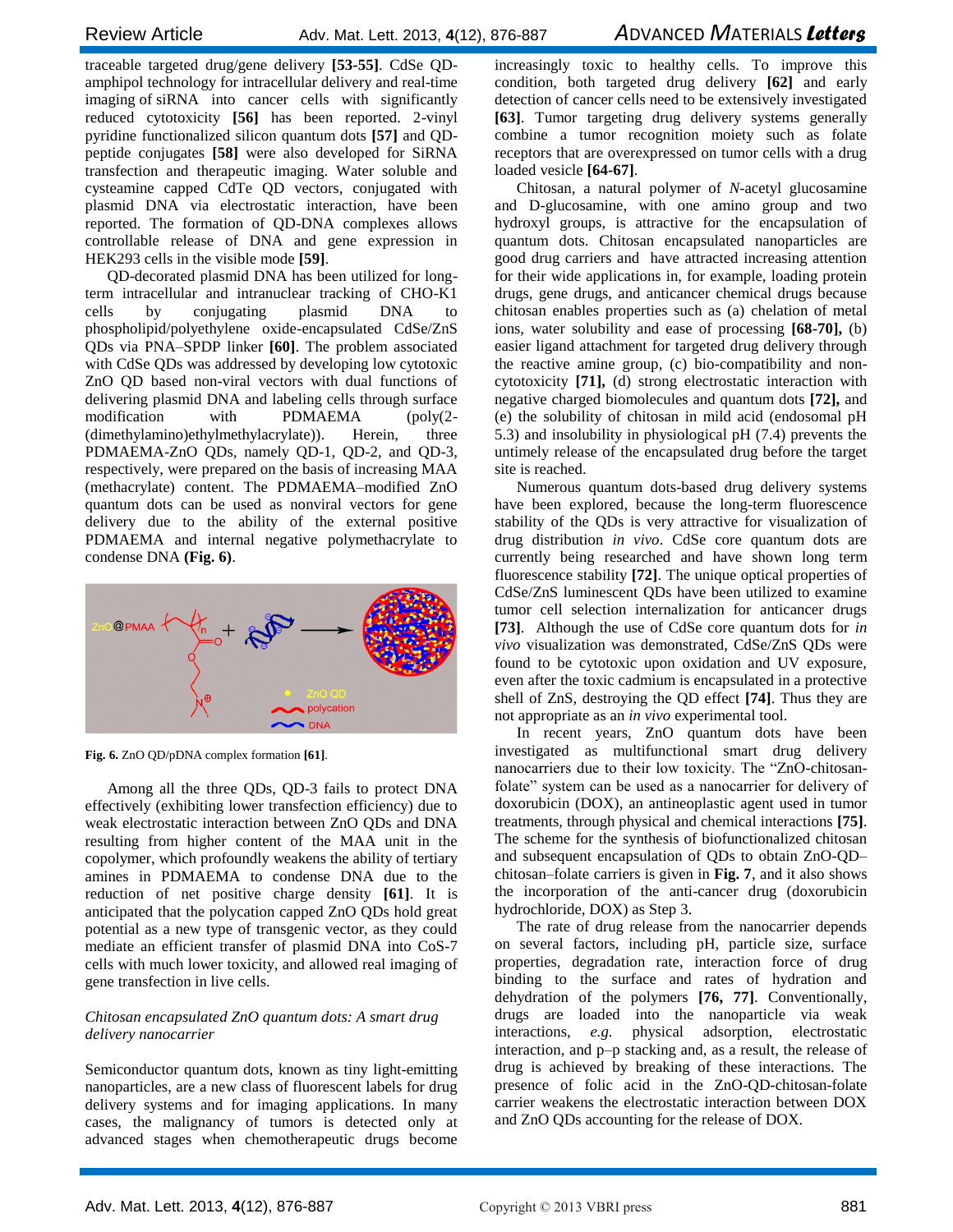traceable targeted drug/gene delivery **[53-55]**. CdSe QD-amphipol technology for intracellular delivery and real-time imaging of siRNA into cancer cells with significantly reduced cytotoxicity **[56]** has been reported. 2-vinyl pyridine functionalized silicon quantum dots **[57]** and QD-peptide conjugates **[58]** were also developed for SiRNA transfection and therapeutic imaging. Water soluble and cysteamine capped CdTe QD vectors, conjugated with plasmid DNA via electrostatic interaction, have been reported. The formation of QD-DNA complexes allows controllable release of DNA and gene expression in HEK293 cells in the visible mode **[59]**.

QD-decorated plasmid DNA has been utilized for long-term intracellular and intranuclear tracking of CHO-K1 cells by conjugating plasmid DNA to phospholipid/polyethylene oxide-encapsulated CdSe/ZnS QDs via PNA–SPDP linker **[60]**. The problem associated with CdSe QDs was addressed by developing low cytotoxic ZnO QD based non-viral vectors with dual functions of delivering plasmid DNA and labeling cells through surface modification with PDMAEMA (poly(2-(dimethylamino)ethylmethylacrylate)). Herein, three PDMAEMA-ZnO QDs, namely QD-1, QD-2, and QD-3, respectively, were prepared on the basis of increasing MAA (methacrylate) content. The PDMAEMA–modified ZnO quantum dots can be used as nonviral vectors for gene delivery due to the ability of the external positive PDMAEMA and internal negative polymethacrylate to condense DNA **(Fig. 6)**.

**Fig. 6.** ZnO QD/pDNA complex formation **[61]**.

Among all the three QDs, QD-3 fails to protect DNA effectively (exhibiting lower transfection efficiency) due to weak electrostatic interaction between ZnO QDs and DNA resulting from higher content of the MAA unit in the copolymer, which profoundly weakens the ability of tertiary amines in PDMAEMA to condense DNA due to the reduction of net positive charge density **[61]**. It is anticipated that the polycation capped ZnO QDs hold great potential as a new type of transgenic vector, as they could mediate an efficient transfer of plasmid DNA into CoS-7 cells with much lower toxicity, and allowed real imaging of gene transfection in live cells.

*Chitosan encapsulated ZnO quantum dots: A smart drug delivery nanocarrier*

Semiconductor quantum dots, known as tiny light-emitting nanoparticles, are a new class of fluorescent labels for drug delivery systems and for imaging applications. In many cases, the malignancy of tumors is detected only at advanced stages when chemotherapeutic drugs become increasingly toxic to healthy cells. To improve this condition, both targeted drug delivery **[62]** and early detection of cancer cells need to be extensively investigated **[63]**. Tumor targeting drug delivery systems generally combine a tumor recognition moiety such as folate receptors that are overexpressed on tumor cells with a drug loaded vesicle **[64-67]**.

Chitosan, a natural polymer of *N*-acetyl glucosamine and D-glucosamine, with one amino group and two hydroxyl groups, is attractive for the encapsulation of quantum dots. Chitosan encapsulated nanoparticles are good drug carriers and have attracted increasing attention for their wide applications in, for example, loading protein drugs, gene drugs, and anticancer chemical drugs because chitosan enables properties such as (a) chelation of metal ions, water solubility and ease of processing **[68-70],** (b) easier ligand attachment for targeted drug delivery through the reactive amine group, (c) bio-compatibility and non-cytotoxicity **[71],** (d) strong electrostatic interaction with negative charged biomolecules and quantum dots **[72],** and (e) the solubility of chitosan in mild acid (endosomal pH 5.3) and insolubility in physiological pH (7.4) prevents the untimely release of the encapsulated drug before the target site is reached.

Numerous quantum dots-based drug delivery systems have been explored, because the long-term fluorescence stability of the QDs is very attractive for visualization of drug distribution *in vivo*. CdSe core quantum dots are currently being researched and have shown long term fluorescence stability **[72]**. The unique optical properties of CdSe/ZnS luminescent QDs have been utilized to examine tumor cell selection internalization for anticancer drugs **[73]**. Although the use of CdSe core quantum dots for *in vivo* visualization was demonstrated, CdSe/ZnS QDs were found to be cytotoxic upon oxidation and UV exposure, even after the toxic cadmium is encapsulated in a protective shell of ZnS, destroying the QD effect **[74]**. Thus they are not appropriate as an *in vivo* experimental tool.

In recent years, ZnO quantum dots have been investigated as multifunctional smart drug delivery nanocarriers due to their low toxicity. The "ZnO-chitosan-folate" system can be used as a nanocarrier for delivery of doxorubicin (DOX), an antineoplastic agent used in tumor treatments, through physical and chemical interactions **[75]**. The scheme for the synthesis of biofunctionalized chitosan and subsequent encapsulation of QDs to obtain ZnO-QD–chitosan–folate carriers is given in **Fig. 7**, and it also shows the incorporation of the anti-cancer drug (doxorubicin hydrochloride, DOX) as Step 3.

The rate of drug release from the nanocarrier depends on several factors, including pH, particle size, surface properties, degradation rate, interaction force of drug binding to the surface and rates of hydration and dehydration of the polymers **[76, 77]**. Conventionally, drugs are loaded into the nanoparticle via weak interactions, *e.g.* physical adsorption, electrostatic interaction, and p–p stacking and, as a result, the release of drug is achieved by breaking of these interactions. The presence of folic acid in the ZnO-QD-chitosan-folate carrier weakens the electrostatic interaction between DOX and ZnO QDs accounting for the release of DOX.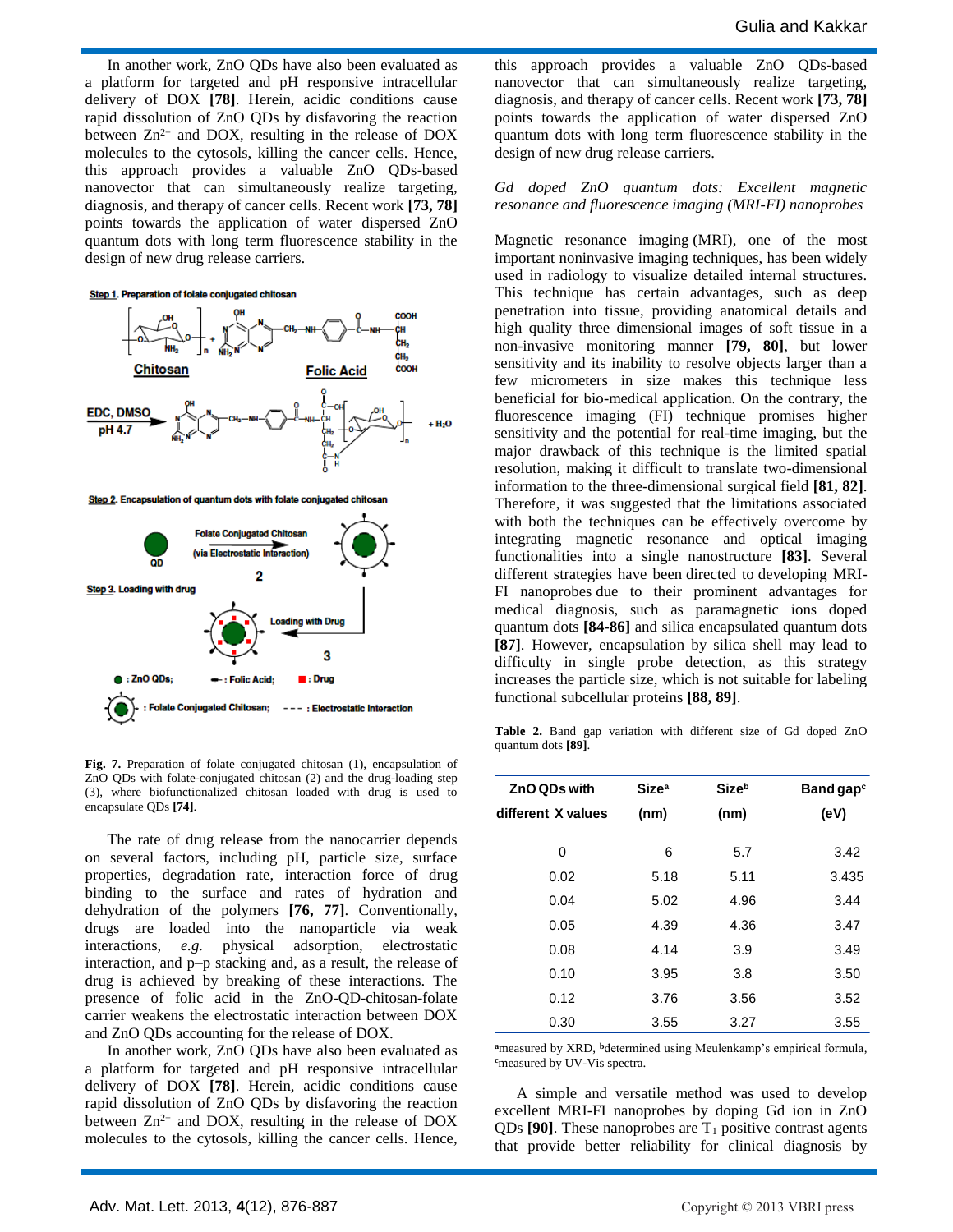In another work, ZnO QDs have also been evaluated as a platform for targeted and pH responsive intracellular delivery of DOX **[78]**. Herein, acidic conditions cause rapid dissolution of ZnO QDs by disfavoring the reaction between $Zn^{2+}$ and DOX, resulting in the release of DOX molecules to the cytosols, killing the cancer cells. Hence, this approach provides a valuable ZnO QDs-based nanovector that can simultaneously realize targeting, diagnosis, and therapy of cancer cells. Recent work **[73, 78]** points towards the application of water dispersed ZnO quantum dots with long term fluorescence stability in the design of new drug release carriers.

**Fig. 7.** Preparation of folate conjugated chitosan (1), encapsulation of ZnO QDs with folate-conjugated chitosan (2) and the drug-loading step (3), where biofunctionalized chitosan loaded with drug is used to encapsulate QDs **[74]**.

The rate of drug release from the nanocarrier depends on several factors, including pH, particle size, surface properties, degradation rate, interaction force of drug binding to the surface and rates of hydration and dehydration of the polymers **[76, 77]**. Conventionally, drugs are loaded into the nanoparticle via weak interactions, *e.g.* physical adsorption, electrostatic interaction, and p–p stacking and, as a result, the release of drug is achieved by breaking of these interactions. The presence of folic acid in the ZnO-QD-chitosan-folate carrier weakens the electrostatic interaction between DOX and ZnO QDs accounting for the release of DOX.

In another work, ZnO QDs have also been evaluated as a platform for targeted and pH responsive intracellular delivery of DOX **[78]**. Herein, acidic conditions cause rapid dissolution of ZnO QDs by disfavoring the reaction between $Zn^{2+}$ and DOX, resulting in the release of DOX molecules to the cytosols, killing the cancer cells. Hence, this approach provides a valuable ZnO QDs-based nanovector that can simultaneously realize targeting, diagnosis, and therapy of cancer cells. Recent work **[73, 78]** points towards the application of water dispersed ZnO quantum dots with long term fluorescence stability in the design of new drug release carriers.

*Gd doped ZnO quantum dots: Excellent magnetic resonance and fluorescence imaging (MRI-FI) nanoprobes*

Magnetic resonance imaging (MRI), one of the most important noninvasive imaging techniques, has been widely used in radiology to visualize detailed internal structures. This technique has certain advantages, such as deep penetration into tissue, providing anatomical details and high quality three dimensional images of soft tissue in a non-invasive monitoring manner **[79, 80]**, but lower sensitivity and its inability to resolve objects larger than a few micrometers in size makes this technique less beneficial for bio-medical application. On the contrary, the fluorescence imaging (FI) technique promises higher sensitivity and the potential for real-time imaging, but the major drawback of this technique is the limited spatial resolution, making it difficult to translate two-dimensional information to the three-dimensional surgical field **[81, 82]**. Therefore, it was suggested that the limitations associated with both the techniques can be effectively overcome by integrating magnetic resonance and optical imaging functionalities into a single nanostructure **[83]**. Several different strategies have been directed to developing MRI-FI nanoprobes due to their prominent advantages for medical diagnosis, such as paramagnetic ions doped quantum dots **[84-86]** and silica encapsulated quantum dots **[87]**. However, encapsulation by silica shell may lead to difficulty in single probe detection, as this strategy increases the particle size, which is not suitable for labeling functional subcellular proteins **[88, 89]**.

**Table 2.** Band gap variation with different size of Gd doped ZnO quantum dots **[89]**.

| ZnO QDs with different X values | Size[a] (nm) | Size[b] (nm) | Band gap[c] (eV) |
|---|---|---|---|
| 0 | 6 | 5.7 | 3.42 |
| 0.02 | 5.18 | 5.11 | 3.435 |
| 0.04 | 5.02 | 4.96 | 3.44 |
| 0.05 | 4.39 | 4.36 | 3.47 |
| 0.08 | 4.14 | 3.9 | 3.49 |
| 0.10 | 3.95 | 3.8 | 3.50 |
| 0.12 | 3.76 | 3.56 | 3.52 |
| 0.30 | 3.55 | 3.27 | 3.55 |

[a]measured by XRD, [b]determined using Meulenkamp's empirical formula, [c]measured by UV-Vis spectra.

A simple and versatile method was used to develop excellent MRI-FI nanoprobes by doping Gd ion in ZnO QDs **[90]**. These nanoprobes are $T_1$ positive contrast agents that provide better reliability for clinical diagnosis by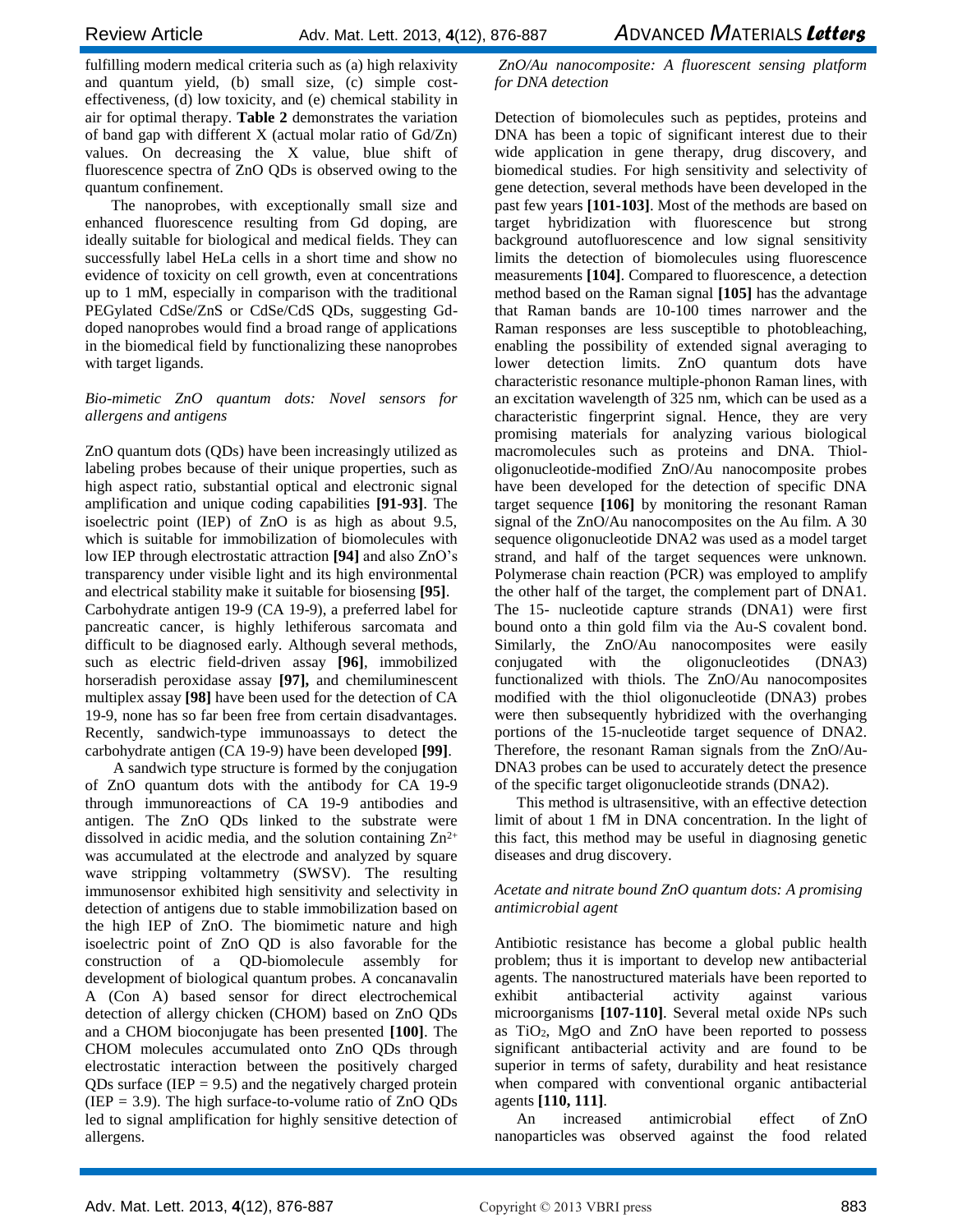fulfilling modern medical criteria such as (a) high relaxivity and quantum yield, (b) small size, (c) simple cost-effectiveness, (d) low toxicity, and (e) chemical stability in air for optimal therapy. **Table 2** demonstrates the variation of band gap with different X (actual molar ratio of Gd/Zn) values. On decreasing the X value, blue shift of fluorescence spectra of ZnO QDs is observed owing to the quantum confinement.

The nanoprobes, with exceptionally small size and enhanced fluorescence resulting from Gd doping, are ideally suitable for biological and medical fields. They can successfully label HeLa cells in a short time and show no evidence of toxicity on cell growth, even at concentrations up to 1 mM, especially in comparison with the traditional PEGylated CdSe/ZnS or CdSe/CdS QDs, suggesting Gd-doped nanoprobes would find a broad range of applications in the biomedical field by functionalizing these nanoprobes with target ligands.

*Bio-mimetic ZnO quantum dots: Novel sensors for allergens and antigens*

ZnO quantum dots (QDs) have been increasingly utilized as labeling probes because of their unique properties, such as high aspect ratio, substantial optical and electronic signal amplification and unique coding capabilities **[91-93]**. The isoelectric point (IEP) of ZnO is as high as about 9.5, which is suitable for immobilization of biomolecules with low IEP through electrostatic attraction **[94]** and also ZnO's transparency under visible light and its high environmental and electrical stability make it suitable for biosensing **[95]**. Carbohydrate antigen 19-9 (CA 19-9), a preferred label for pancreatic cancer, is highly lethiferous sarcomata and difficult to be diagnosed early. Although several methods, such as electric field-driven assay **[96]**, immobilized horseradish peroxidase assay **[97],** and chemiluminescent multiplex assay **[98]** have been used for the detection of CA 19-9, none has so far been free from certain disadvantages. Recently, sandwich-type immunoassays to detect the carbohydrate antigen (CA 19-9) have been developed **[99]**.

A sandwich type structure is formed by the conjugation of ZnO quantum dots with the antibody for CA 19-9 through immunoreactions of CA 19-9 antibodies and antigen. The ZnO QDs linked to the substrate were dissolved in acidic media, and the solution containing $Zn^{2+}$ was accumulated at the electrode and analyzed by square wave stripping voltammetry (SWSV). The resulting immunosensor exhibited high sensitivity and selectivity in detection of antigens due to stable immobilization based on the high IEP of ZnO. The biomimetic nature and high isoelectric point of ZnO QD is also favorable for the construction of a QD-biomolecule assembly for development of biological quantum probes. A concanavalin A (Con A) based sensor for direct electrochemical detection of allergy chicken (CHOM) based on ZnO QDs and a CHOM bioconjugate has been presented **[100]**. The CHOM molecules accumulated onto ZnO QDs through electrostatic interaction between the positively charged QDs surface (IEP = 9.5) and the negatively charged protein (IEP = 3.9). The high surface-to-volume ratio of ZnO QDs led to signal amplification for highly sensitive detection of allergens.

*ZnO/Au nanocomposite: A fluorescent sensing platform for DNA detection*

Detection of biomolecules such as peptides, proteins and DNA has been a topic of significant interest due to their wide application in gene therapy, drug discovery, and biomedical studies. For high sensitivity and selectivity of gene detection, several methods have been developed in the past few years **[101-103]**. Most of the methods are based on target hybridization with fluorescence but strong background autofluorescence and low signal sensitivity limits the detection of biomolecules using fluorescence measurements **[104]**. Compared to fluorescence, a detection method based on the Raman signal **[105]** has the advantage that Raman bands are 10-100 times narrower and the Raman responses are less susceptible to photobleaching, enabling the possibility of extended signal averaging to lower detection limits. ZnO quantum dots have characteristic resonance multiple-phonon Raman lines, with an excitation wavelength of 325 nm, which can be used as a characteristic fingerprint signal. Hence, they are very promising materials for analyzing various biological macromolecules such as proteins and DNA. Thiol-oligonucleotide-modified ZnO/Au nanocomposite probes have been developed for the detection of specific DNA target sequence **[106]** by monitoring the resonant Raman signal of the ZnO/Au nanocomposites on the Au film. A 30 sequence oligonucleotide DNA2 was used as a model target strand, and half of the target sequences were unknown. Polymerase chain reaction (PCR) was employed to amplify the other half of the target, the complement part of DNA1. The 15- nucleotide capture strands (DNA1) were first bound onto a thin gold film via the Au-S covalent bond. Similarly, the ZnO/Au nanocomposites were easily conjugated with the oligonucleotides (DNA3) functionalized with thiols. The ZnO/Au nanocomposites modified with the thiol oligonucleotide (DNA3) probes were then subsequently hybridized with the overhanging portions of the 15-nucleotide target sequence of DNA2. Therefore, the resonant Raman signals from the ZnO/Au-DNA3 probes can be used to accurately detect the presence of the specific target oligonucleotide strands (DNA2).

This method is ultrasensitive, with an effective detection limit of about 1 fM in DNA concentration. In the light of this fact, this method may be useful in diagnosing genetic diseases and drug discovery.

*Acetate and nitrate bound ZnO quantum dots: A promising antimicrobial agent*

Antibiotic resistance has become a global public health problem; thus it is important to develop new antibacterial agents. The nanostructured materials have been reported to exhibit antibacterial activity against various microorganisms **[107-110]**. Several metal oxide NPs such as $TiO_2$, MgO and ZnO have been reported to possess significant antibacterial activity and are found to be superior in terms of safety, durability and heat resistance when compared with conventional organic antibacterial agents **[110, 111]**.

An increased antimicrobial effect of ZnO nanoparticles was observed against the food related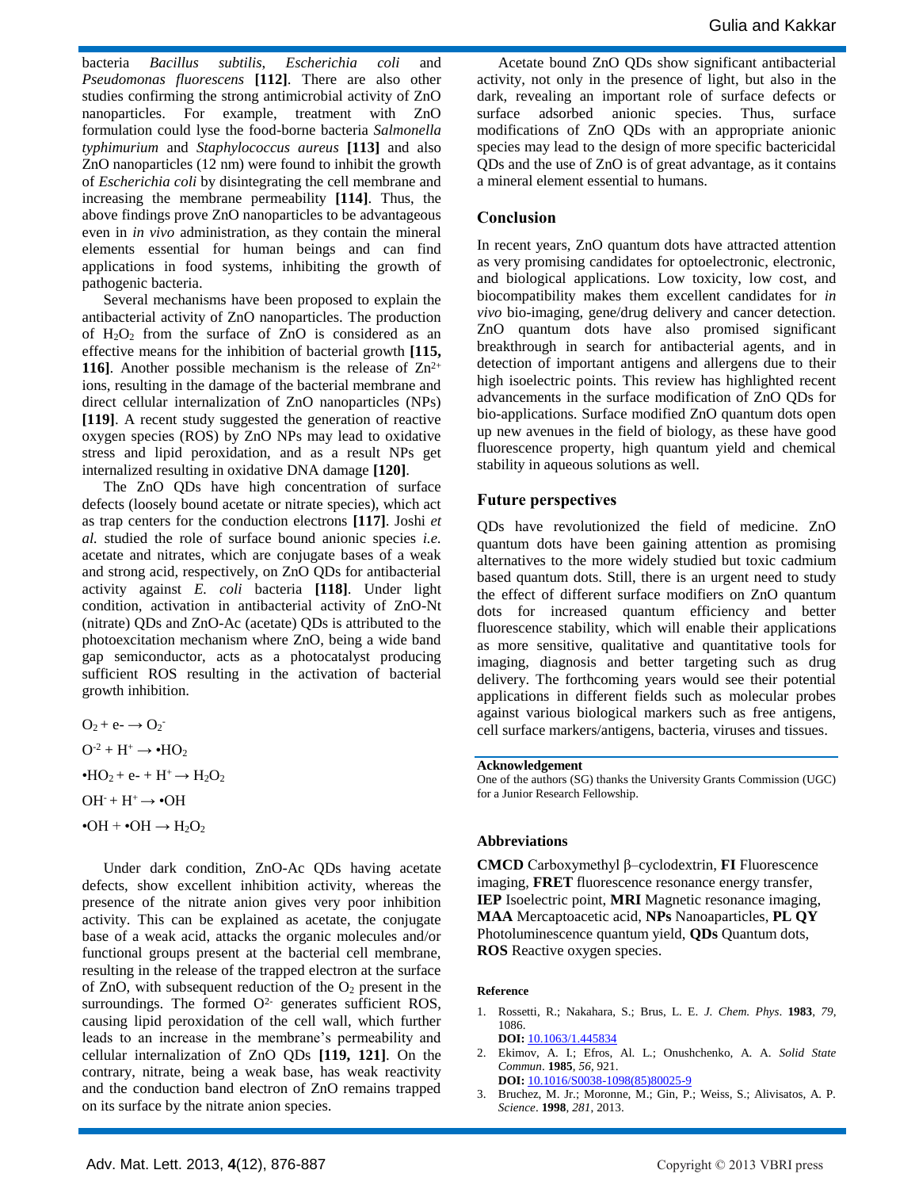bacteria *Bacillus subtilis*, *Escherichia coli* and *Pseudomonas fluorescens* **[112]**. There are also other studies confirming the strong antimicrobial activity of ZnO nanoparticles. For example, treatment with ZnO formulation could lyse the food-borne bacteria *Salmonella typhimurium* and *Staphylococcus aureus* **[113]** and also ZnO nanoparticles (12 nm) were found to inhibit the growth of *Escherichia coli* by disintegrating the cell membrane and increasing the membrane permeability **[114]**. Thus, the above findings prove ZnO nanoparticles to be advantageous even in *in vivo* administration, as they contain the mineral elements essential for human beings and can find applications in food systems, inhibiting the growth of pathogenic bacteria.

Several mechanisms have been proposed to explain the antibacterial activity of ZnO nanoparticles. The production of $H_2O_2$ from the surface of ZnO is considered as an effective means for the inhibition of bacterial growth **[115, 116]**. Another possible mechanism is the release of $Zn^{2+}$ ions, resulting in the damage of the bacterial membrane and direct cellular internalization of ZnO nanoparticles (NPs) **[119]**. A recent study suggested the generation of reactive oxygen species (ROS) by ZnO NPs may lead to oxidative stress and lipid peroxidation, and as a result NPs get internalized resulting in oxidative DNA damage **[120]**.

The ZnO QDs have high concentration of surface defects (loosely bound acetate or nitrate species), which act as trap centers for the conduction electrons **[117]**. Joshi *et al.* studied the role of surface bound anionic species *i.e.* acetate and nitrates, which are conjugate bases of a weak and strong acid, respectively, on ZnO QDs for antibacterial activity against *E. coli* bacteria **[118]**. Under light condition, activation in antibacterial activity of ZnO-Nt (nitrate) QDs and ZnO-Ac (acetate) QDs is attributed to the photoexcitation mechanism where ZnO, being a wide band gap semiconductor, acts as a photocatalyst producing sufficient ROS resulting in the activation of bacterial growth inhibition.

$$O_2 + e^- \rightarrow O_2^-$$

$$O^{-2} + H^+ \rightarrow \bullet HO_2$$

$$\bullet HO_2 + e^- + H^+ \rightarrow H_2O_2$$

$$OH^- + H^+ \rightarrow \bullet OH$$

$$\bullet OH + \bullet OH \rightarrow H_2O_2$$

Under dark condition, ZnO-Ac QDs having acetate defects, show excellent inhibition activity, whereas the presence of the nitrate anion gives very poor inhibition activity. This can be explained as acetate, the conjugate base of a weak acid, attacks the organic molecules and/or functional groups present at the bacterial cell membrane, resulting in the release of the trapped electron at the surface of ZnO, with subsequent reduction of the $O_2$ present in the surroundings. The formed $O^{2-}$ generates sufficient ROS, causing lipid peroxidation of the cell wall, which further leads to an increase in the membrane's permeability and cellular internalization of ZnO QDs **[119, 121]**. On the contrary, nitrate, being a weak base, has weak reactivity and the conduction band electron of ZnO remains trapped on its surface by the nitrate anion species.

Acetate bound ZnO QDs show significant antibacterial activity, not only in the presence of light, but also in the dark, revealing an important role of surface defects or surface adsorbed anionic species. Thus, surface modifications of ZnO QDs with an appropriate anionic species may lead to the design of more specific bactericidal QDs and the use of ZnO is of great advantage, as it contains a mineral element essential to humans.

## Conclusion

In recent years, ZnO quantum dots have attracted attention as very promising candidates for optoelectronic, electronic, and biological applications. Low toxicity, low cost, and biocompatibility makes them excellent candidates for *in vivo* bio-imaging, gene/drug delivery and cancer detection. ZnO quantum dots have also promised significant breakthrough in search for antibacterial agents, and in detection of important antigens and allergens due to their high isoelectric points. This review has highlighted recent advancements in the surface modification of ZnO QDs for bio-applications. Surface modified ZnO quantum dots open up new avenues in the field of biology, as these have good fluorescence property, high quantum yield and chemical stability in aqueous solutions as well.

## Future perspectives

QDs have revolutionized the field of medicine. ZnO quantum dots have been gaining attention as promising alternatives to the more widely studied but toxic cadmium based quantum dots. Still, there is an urgent need to study the effect of different surface modifiers on ZnO quantum dots for increased quantum efficiency and better fluorescence stability, which will enable their applications as more sensitive, qualitative and quantitative tools for imaging, diagnosis and better targeting such as drug delivery. The forthcoming years would see their potential applications in different fields such as molecular probes against various biological markers such as free antigens, cell surface markers/antigens, bacteria, viruses and tissues.

### Acknowledgement

One of the authors (SG) thanks the University Grants Commission (UGC) for a Junior Research Fellowship.

## Abbreviations

**CMCD** Carboxymethyl β–cyclodextrin, **FI** Fluorescence imaging, **FRET** fluorescence resonance energy transfer, **IEP** Isoelectric point, **MRI** Magnetic resonance imaging, **MAA** Mercaptoacetic acid, **NPs** Nanoparticles, **PL QY** Photoluminescence quantum yield, **QDs** Quantum dots, **ROS** Reactive oxygen species.

### Reference

1. Rossetti, R.; Nakahara, S.; Brus, L. E. *J. Chem. Phys*. **1983**, *79*, 1086.
   **DOI:** 10.1063/1.445834
2. Ekimov, A. I.; Efros, Al. L.; Onushchenko, A. A. *Solid State Commun*. **1985**, *56*, 921.
   **DOI:** 10.1016/S0038-1098(85)80025-9
3. Bruchez, M. Jr.; Moronne, M.; Gin, P.; Weiss, S.; Alivisatos, A. P. *Science*. **1998**, *281*, 2013.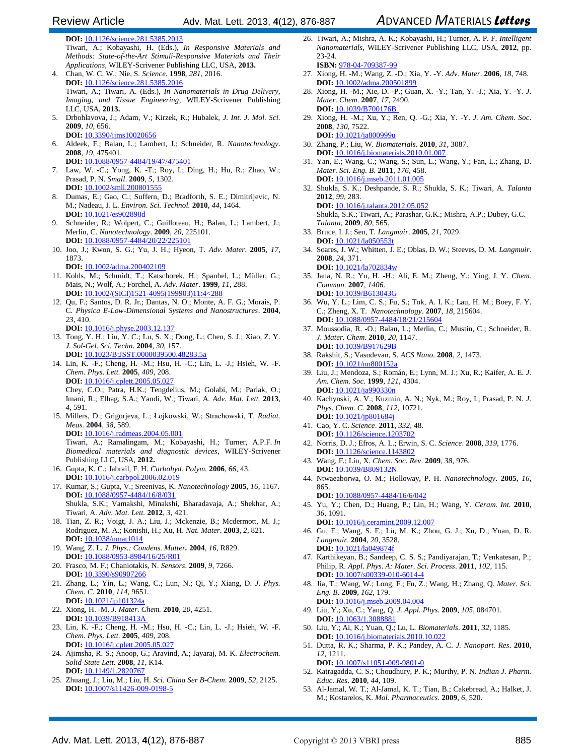**DOI:** 10.1126/science.281.5385.2013
Tiwari, A.; Kobayashi, H. (Eds.), *In Responsive Materials and Methods: State-of-the-Art Stimuli-Responsive Materials and Their Applications*, WILEY-Scrivener Publishing LLC, USA, **2013.**

4. Chan, W. C. W.; Nie, S. *Science*. **1998**, *281*, 2016.
**DOI:** 10.1126/science.281.5385.2016
Tiwari, A.; Tiwari, A. (Eds.), *In Nanomaterials in Drug Delivery, Imaging, and Tissue Engineering*, WILEY-Scrivener Publishing LLC, USA, **2013.**
5. Drbohlavova, J.; Adam, V.; Kirzek, R.; Hubalek, J. *Int. J. Mol. Sci.* **2009**, *10*, 656.
**DOI:** 10.3390/ijms10020656
6. Aldeek, F.; Balan, L.; Lambert, J.; Schneider, R. *Nanotechnology*. **2008**, *19*, 475401.
**DOI:** 10.1088/0957-4484/19/47/475401
7. Law, W. -C.; Yong, K. -T.; Roy, I.; Ding, H.; Hu, R.; Zhao, W.; Prasad, P. N. *Small*. **2009**, *5*, 1302.
**DOI:** 10.1002/smll.200801555
8. Dumas, E.; Gao, C.; Suffern, D.; Bradforth, S. E.; Dimitrijevic, N. M.; Nadeau, J. L. *Environ. Sci. Technol.* **2010**, *44*, 1464.
**DOI:** 10.1021/es902898d
9. Schneider, R.; Wolpert, C.; Guilloteau, H.; Balan, L.; Lambert, J.; Merlin, C. *Nanotechnology*. **2009**, *20*, 225101.
**DOI:** 10.1088/0957-4484/20/22/225101
10. Joo, J.; Kwon, S. G.; Yu, J. H.; Hyeon, T. *Adv. Mater*. **2005**, *17*, 1873.
**DOI:** 10.1002/adma.200402109
11. Kohls, M.; Schmidt, T.; Katschorek, H.; Spanhel, L.; Müller, G.; Mais, N.; Wolf, A.; Forchel, A. *Adv. Mater*. **1999**, *11*, 288.
**DOI:** 10.1002/(SICI)1521-4095(199903)11:4<288
12. Qu, F.; Santos, D. R. Jr.; Dantas, N. O.; Monte, A. F. G.; Morais, P. C. *Physica E-Low-Dimensional Systems and Nanostructures*. **2004**, *23*, 410.
**DOI:** 10.1016/j.physe.2003.12.137
13. Tong, Y. H.; Liu, Y. C.; Lu, S. X.; Dong, L.; Chen, S. J.; Xiao, Z. Y. *J. Sol-Gel. Sci. Techn*. **2004**, *30*, 157.
**DOI:** 10.1023/B:JSST.0000039500.48283.5a
14. Lin, K. -F.; Cheng, H. -M.; Hsu, H. -C.; Lin, L. -J.; Hsieh, W. -F. *Chem. Phys. Lett.* **2005**, *409*, 208.
**DOI:** 10.1016/j.cplett.2005.05.027
Chey, C.O.; Patra, H.K.; Tengdelius, M.; Golabi, M.; Parlak, O.; Imani, R.; Elhag, S.A.; Yandi, W.; Tiwari, A. *Adv. Mat. Lett.* **2013**, *4*, 591.
15. Millers, D.; Grigorjeva, L.; Łojkowski, W.; Strachowski, T. *Radiat. Meas.* **2004**, *38*, 589.
**DOI:** 10.1016/j.radmeas.2004.05.001
Tiwari, A.; Ramalingam, M.; Kobayashi, H.; Turner, A.P.F. *In Biomedical materials and diagnostic devices*, WILEY-Scrivener Publishing LLC, USA, **2012.**
16. Gupta, K. C.; Jabrail, F. H. *Carbohyd. Polym.* **2006**, *66*, 43.
**DOI:** 10.1016/j.carbpol.2006.02.019
17. Kumar, S.; Gupta, V.; Sreenivas, K. *Nanotechnology* **2005**, *16*, 1167.
**DOI:** 10.1088/0957-4484/16/8/031
Shukla, S.K.; Vamakshi, Minakshi, Bharadavaja, A.; Shekhar, A.; Tiwari, A. *Adv. Mat. Lett.* **2012**, *3*, 421.
18. Tian, Z. R.; Voigt, J. A.; Liu, J.; Mckenzie, B.; Mcdermott, M. J.; Rodriguez, M. A.; Konishi, H.; Xu, H. *Nat. Mater.* **2003**, *2*, 821.
**DOI:** 10.1038/nmat1014
19. Wang, Z. L. *J. Phys.: Condens. Matter.* **2004**, *16*, R829.
**DOI:** 10.1088/0953-8984/16/25/R01
20. Frasco, M. F.; Chaniotakis, N. *Sensors*. **2009**, *9*, 7266.
**DOI:** 10.3390/s90907266
21. Zhang, L.; Yin, L.; Wang, C.; Lun, N.; Qi, Y.; Xiang, D. *J. Phys. Chem. C*. **2010**, *114*, 9651.
**DOI:** 10.1021/jp101324a
22. Xiong, H. -M. *J. Mater. Chem.* **2010**, *20*, 4251.
**DOI:** 10.1039/B918413A
23. Lin, K. -F.; Cheng, H. -M.; Hsu, H. -C.; Lin, L. -J.; Hsieh, W. -F. *Chem. Phys. Lett.* **2005**, *409*, 208.
**DOI:** 10.1016/j.cplett.2005.05.027
24. Ajimsha, R. S.; Anoop, G.; Aravind, A.; Jayaraj, M. K. *Electrochem. Solid-State Lett*. **2008**, *11*, K14.
**DOI:** 10.1149/1.2820767
25. Zhuang, J.; Liu, M.; Liu, H. *Sci. China Ser B-Chem*. **2009**, *52*, 2125.
**DOI:** 10.1007/s11426-009-0198-5
26. Tiwari, A.; Mishra, A. K.; Kobayashi, H.; Turner, A. P. F. *Intelligent Nanomaterials*, WILEY-Scrivener Publishing LLC, USA, **2012**, pp. 23-24.
**ISBN:** 978-04-709387-99
27. Xiong, H. -M.; Wang, Z. -D.; Xia, Y. -Y. *Adv. Mater*. **2006**, *18*, 748.
**DOI:** 10.1002/adma.200501899
28. Xiong, H. -M.; Xie, D. -P.; Guan, X. -Y.; Tan, Y. -J.; Xia, Y. -Y. *J. Mater. Chem.* **2007**, *17*, 2490.
**DOI:** 10.1039/B700176B
29. Xiong, H. -M.; Xu, Y.; Ren, Q. -G.; Xia, Y. -Y. *J. Am. Chem. Soc*. **2008**, *130*, 7522.
**DOI:** 10.1021/ja800999u
30. Zhang, P.; Liu, W. *Biomaterials*. **2010**, *31*, 3087.
**DOI:** 10.1016/j.biomaterials.2010.01.007
31. Yan, E.; Wang, C.; Wang, S.; Sun, L.; Wang, Y.; Fan, L.; Zhang, D. *Mater. Sci. Eng. B*. **2011**, *176*, 458.
**DOI:** 10.1016/j.mseb.2011.01.005
32. Shukla, S. K.; Deshpande, S. R.; Shukla, S. K.; Tiwari, A. *Talanta* **2012**, *99*, 283.
**DOI:** 10.1016/j.talanta.2012.05.052
Shukla, S.K.; Tiwari, A.; Parashar, G.K.; Mishra, A.P.; Dubey, G.C. *Talanta*, **2009**, *80*, 565.
33. Bruce, I. J.; Sen, T. *Langmuir*. **2005**, *21*, 7029.
**DOI:** 10.1021/la050553t
34. Soares, J. W.; Whitten, J. E.; Oblas, D. W.; Steeves, D. M. *Langmuir*. **2008**, *24*, 371.
**DOI:** 10.1021/la702834w
35. Jana, N. R.; Yu, H. -H.; Ali, E. M.; Zheng, Y.; Ying, J. Y. *Chem. Commun*. **2007**, *1406*.
**DOI:** 10.1039/B613043G
36. Wu, Y. L.; Lim, C. S.; Fu, S.; Tok, A. I. K.; Lau, H. M.; Boey, F. Y. C.; Zheng, X. T. *Nanotechnology*. **2007**, *18*, 215604.
**DOI:** 10.1088/0957-4484/18/21/215604
37. Moussodia, R. -O.; Balan, L.; Merlin, C.; Mustin, C.; Schneider, R. *J. Mater. Chem.* **2010**, *20*, 1147.
**DOI:** 10.1039/B917629B
38. Rakshit, S.; Vasudevan, S. *ACS Nano*. **2008**, *2*, 1473.
**DOI:** 10.1021/nn800152a
39. Liu, J.; Mendoza, S.; Román, E.; Lynn, M. J.; Xu, R.; Kaifer, A. E. *J. Am. Chem. Soc.* **1999**, *121*, 4304.
**DOI:** 10.1021/ja990330n
40. Kachynski, A. V.; Kuzmin, A. N.; Nyk, M.; Roy, I.; Prasad, P. N. *J. Phys. Chem. C*. **2008**, *112*, 10721.
**DOI:** 10.1021/jp801684j
41. Cao, Y. C. *Science*. **2011**, *332*, 48.
**DOI:** 10.1126/science.1203702
42. Norris, D. J.; Efros, A. L.; Erwin, S. C. *Science*. **2008**, *319*, 1776.
**DOI:** 10.1126/science.1143802
43. Wang, F.; Liu, X. *Chem. Soc. Rev*. **2009**, *38*, 976.
**DOI:** 10.1039/B809132N
44. Ntwaeaborwa, O. M.; Holloway, P. H. *Nanotechnology*. **2005**, *16*, 865.
**DOI:** 10.1088/0957-4484/16/6/042
45. Yu, Y.; Chen, D.; Huang, P.; Lin, H.; Wang, Y. *Ceram. Int.* **2010**, *36*, 1091.
**DOI:** 10.1016/j.ceramint.2009.12.007
46. Gu, F.; Wang, S. F.; Lü, M. K.; Zhou, G. J.; Xu, D.; Yuan, D. R. *Langmuir*. **2004**, *20*, 3528.
**DOI:** 10.1021/la049874f
47. Karthikeyan, B.; Sandeep, C. S. S.; Pandiyarajan, T.; Venkatesan, P.; Philip, R. *Appl. Phys. A: Mater. Sci. Process*. **2011**, *102*, 115.
**DOI:** 10.1007/s00339-010-6014-4
48. Jia, T.; Wang, W.; Long, F.; Fu, Z.; Wang, H.; Zhang, Q. *Mater. Sci. Eng. B*. **2009**, *162*, 179.
**DOI:** 10.1016/j.mseb.2009.04.004
49. Liu, Y.; Xu, C.; Yang, Q. *J. Appl. Phys.* **2009**, *105*, 084701.
**DOI:** 10.1063/1.3088881
50. Liu, Y.; Ai, K.; Yuan, Q.; Lu, L. *Biomaterials*. **2011**, *32*, 1185.
**DOI:** 10.1016/j.biomaterials.2010.10.022
51. Dutta, R. K.; Sharma, P. K.; Pandey, A. C. *J. Nanopart. Res*. **2010**, *12*, 1211.
**DOI:** 10.1007/s11051-009-9801-0
52. Katragadda, C. S.; Choudhury, P. K.; Murthy, P. N. *Indian J. Pharm. Educ. Res*. **2010**, *44*, 109.
53. Al-Jamal, W. T.; Al-Jamal, K. T.; Tian, B.; Cakebread, A.; Halket, J. M.; Kostarelos, K. *Mol. Pharmaceutics*. **2009**, *6*, 520.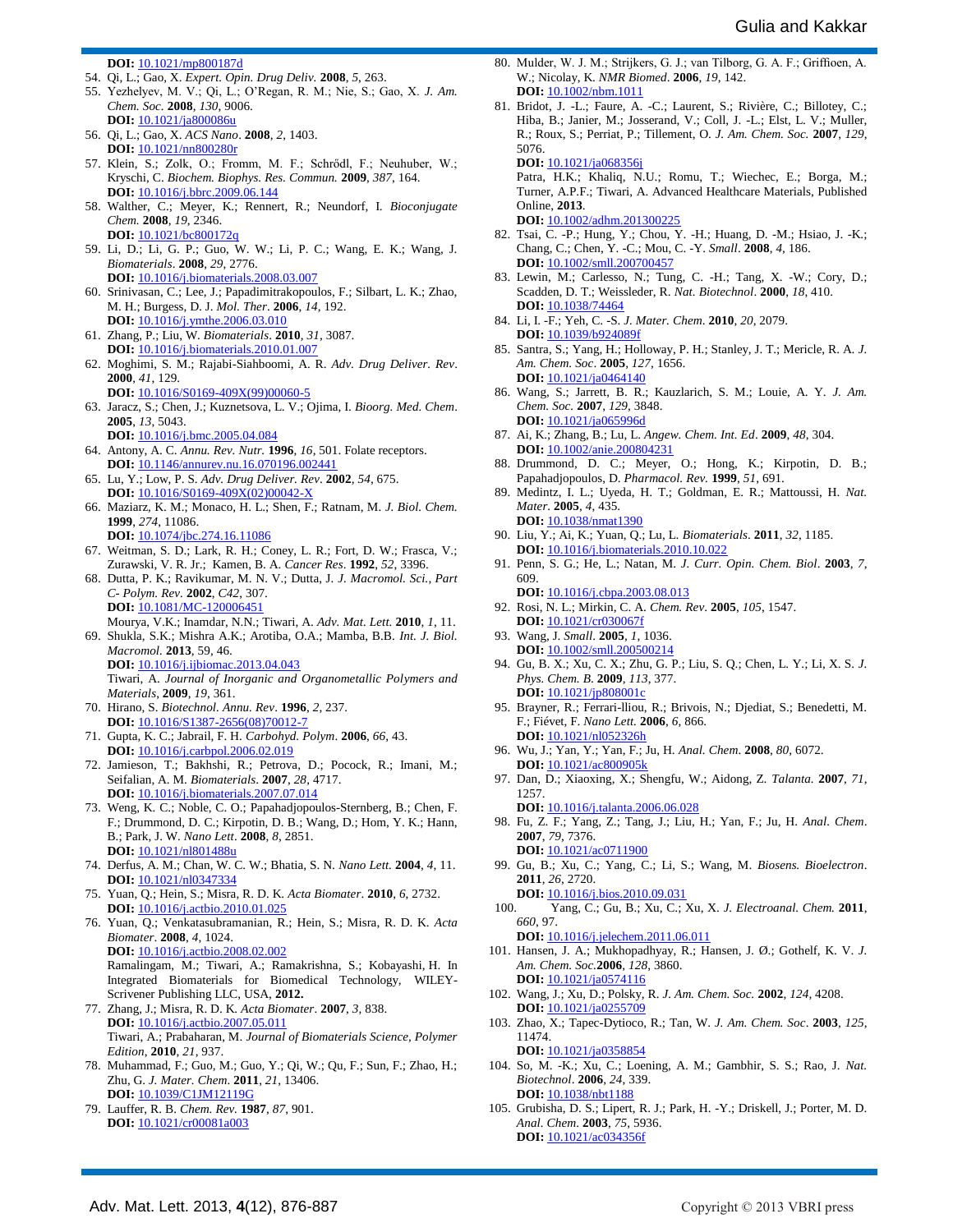DOI: 10.1021/mp800187d

54. Qi, L.; Gao, X. *Expert. Opin. Drug Deliv.* **2008**, *5*, 263.
55. Yezhelyev, M. V.; Qi, L.; O'Regan, R. M.; Nie, S.; Gao, X. *J. Am. Chem. Soc.* **2008**, *130*, 9006.
    **DOI:** 10.1021/ja800086u
56. Qi, L.; Gao, X. *ACS Nano*. **2008**, *2*, 1403.
    **DOI:** 10.1021/nn800280r
57. Klein, S.; Zolk, O.; Fromm, M. F.; Schrődl, F.; Neuhuber, W.; Kryschi, C. *Biochem. Biophys. Res. Commun.* **2009**, *387*, 164.
    **DOI:** 10.1016/j.bbrc.2009.06.144
58. Walther, C.; Meyer, K.; Rennert, R.; Neundorf, I. *Bioconjugate Chem.* **2008**, *19*, 2346.
    **DOI:** 10.1021/bc800172q
59. Li, D.; Li, G. P.; Guo, W. W.; Li, P. C.; Wang, E. K.; Wang, J. *Biomaterials*. **2008**, *29*, 2776.
    **DOI:** 10.1016/j.biomaterials.2008.03.007
60. Srinivasan, C.; Lee, J.; Papadimitrakopoulos, F.; Silbart, L. K.; Zhao, M. H.; Burgess, D. J. *Mol. Ther*. **2006**, *14*, 192.
    **DOI:** 10.1016/j.ymthe.2006.03.010
61. Zhang, P.; Liu, W. *Biomaterials*. **2010**, *31*, 3087.
    **DOI:** 10.1016/j.biomaterials.2010.01.007
62. Moghimi, S. M.; Rajabi-Siahboomi, A. R. *Adv. Drug Deliver. Rev*. **2000**, *41*, 129.
    **DOI:** 10.1016/S0169-409X(99)00060-5
63. Jaracz, S.; Chen, J.; Kuznetsova, L. V.; Ojima, I. *Bioorg. Med. Chem*. **2005**, *13*, 5043.
    **DOI:** 10.1016/j.bmc.2005.04.084
64. Antony, A. C. *Annu. Rev. Nutr.* **1996**, *16*, 501. Folate receptors.
    **DOI:** 10.1146/annurev.nu.16.070196.002441
65. Lu, Y.; Low, P. S. *Adv. Drug Deliver. Rev*. **2002**, *54*, 675.
    **DOI:** 10.1016/S0169-409X(02)00042-X
66. Maziarz, K. M.; Monaco, H. L.; Shen, F.; Ratnam, M. *J. Biol. Chem.* **1999**, *274*, 11086.
    **DOI:** 10.1074/jbc.274.16.11086
67. Weitman, S. D.; Lark, R. H.; Coney, L. R.; Fort, D. W.; Frasca, V.; Zurawski, V. R. Jr.; Kamen, B. A. *Cancer Res*. **1992**, *52*, 3396.
68. Dutta, P. K.; Ravikumar, M. N. V.; Dutta, J. *J. Macromol. Sci., Part C- Polym. Rev*. **2002**, *C42*, 307.
    **DOI:** 10.1081/MC-120006451
    Mourya, V.K.; Inamdar, N.N.; Tiwari, A. *Adv. Mat. Lett.* **2010**, *1*, 11.
69. Shukla, S.K.; Mishra A.K.; Arotiba, O.A.; Mamba, B.B. *Int. J. Biol. Macromol.* **2013**, 59, 46.
    **DOI:** 10.1016/j.ijbiomac.2013.04.043
    Tiwari, A. *Journal of Inorganic and Organometallic Polymers and Materials*, **2009**, *19*, 361.
70. Hirano, S. *Biotechnol. Annu. Rev*. **1996**, *2*, 237.
    **DOI:** 10.1016/S1387-2656(08)70012-7
71. Gupta, K. C.; Jabrail, F. H. *Carbohyd. Polym*. **2006**, *66*, 43.
    **DOI:** 10.1016/j.carbpol.2006.02.019
72. Jamieson, T.; Bakhshi, R.; Petrova, D.; Pocock, R.; Imani, M.; Seifalian, A. M. *Biomaterials*. **2007**, *28*, 4717.
    **DOI:** 10.1016/j.biomaterials.2007.07.014
73. Weng, K. C.; Noble, C. O.; Papahadjopoulos-Sternberg, B.; Chen, F. F.; Drummond, D. C.; Kirpotin, D. B.; Wang, D.; Hom, Y. K.; Hann, B.; Park, J. W. *Nano Lett*. **2008**, *8*, 2851.
    **DOI:** 10.1021/nl801488u
74. Derfus, A. M.; Chan, W. C. W.; Bhatia, S. N. *Nano Lett.* **2004**, *4*, 11.
    **DOI:** 10.1021/nl0347334
75. Yuan, Q.; Hein, S.; Misra, R. D. K. *Acta Biomater*. **2010**, *6*, 2732.
    **DOI:** 10.1016/j.actbio.2010.01.025
76. Yuan, Q.; Venkatasubramanian, R.; Hein, S.; Misra, R. D. K. *Acta Biomater*. **2008**, *4*, 1024.
    **DOI:** 10.1016/j.actbio.2008.02.002
    Ramalingam, M.; Tiwari, A.; Ramakrishna, S.; Kobayashi, H. In Integrated Biomaterials for Biomedical Technology, WILEY-Scrivener Publishing LLC, USA, **2012.**
77. Zhang, J.; Misra, R. D. K. *Acta Biomater*. **2007**, *3*, 838.
    **DOI:** 10.1016/j.actbio.2007.05.011
    Tiwari, A.; Prabaharan, M. *Journal of Biomaterials Science, Polymer Edition*, **2010**, *21*, 937.
78. Muhammad, F.; Guo, M.; Guo, Y.; Qi, W.; Qu, F.; Sun, F.; Zhao, H.; Zhu, G. *J. Mater. Chem*. **2011**, *21*, 13406.
    **DOI:** 10.1039/C1JM12119G
79. Lauffer, R. B. *Chem. Rev.* **1987**, *87*, 901.
    **DOI:** 10.1021/cr00081a003
80. Mulder, W. J. M.; Strijkers, G. J.; van Tilborg, G. A. F.; Griffioen, A. W.; Nicolay, K. *NMR Biomed*. **2006**, *19*, 142.
    **DOI:** 10.1002/nbm.1011
81. Bridot, J. -L.; Faure, A. -C.; Laurent, S.; Rivière, C.; Billotey, C.; Hiba, B.; Janier, M.; Josserand, V.; Coll, J. -L.; Elst, L. V.; Muller, R.; Roux, S.; Perriat, P.; Tillement, O. *J. Am. Chem. Soc.* **2007**, *129*, 5076.
    **DOI:** 10.1021/ja068356j
    Patra, H.K.; Khaliq, N.U.; Romu, T.; Wiechec, E.; Borga, M.; Turner, A.P.F.; Tiwari, A. Advanced Healthcare Materials, Published Online, **2013**.
    **DOI:** 10.1002/adhm.201300225
82. Tsai, C. -P.; Hung, Y.; Chou, Y. -H.; Huang, D. -M.; Hsiao, J. -K.; Chang, C.; Chen, Y. -C.; Mou, C. -Y. *Small*. **2008**, *4*, 186.
    **DOI:** 10.1002/smll.200700457
83. Lewin, M.; Carlesso, N.; Tung, C. -H.; Tang, X. -W.; Cory, D.; Scadden, D. T.; Weissleder, R. *Nat. Biotechnol*. **2000**, *18*, 410.
    **DOI:** 10.1038/74464
84. Li, I. -F.; Yeh, C. -S. *J. Mater. Chem*. **2010**, *20*, 2079.
    **DOI:** 10.1039/b924089f
85. Santra, S.; Yang, H.; Holloway, P. H.; Stanley, J. T.; Mericle, R. A. *J. Am. Chem. Soc*. **2005**, *127*, 1656.
    **DOI:** 10.1021/ja0464140
86. Wang, S.; Jarrett, B. R.; Kauzlarich, S. M.; Louie, A. Y. *J. Am. Chem. Soc*. **2007**, *129*, 3848.
    **DOI:** 10.1021/ja065996d
87. Ai, K.; Zhang, B.; Lu, L. *Angew. Chem. Int. Ed*. **2009**, *48*, 304.
    **DOI:** 10.1002/anie.200804231
88. Drummond, D. C.; Meyer, O.; Hong, K.; Kirpotin, D. B.; Papahadjopoulos, D. *Pharmacol. Rev.* **1999**, *51*, 691.
89. Medintz, I. L.; Uyeda, H. T.; Goldman, E. R.; Mattoussi, H. *Nat. Mater*. **2005**, *4*, 435.
    **DOI:** 10.1038/nmat1390
90. Liu, Y.; Ai, K.; Yuan, Q.; Lu, L. *Biomaterials*. **2011**, *32*, 1185.
    **DOI:** 10.1016/j.biomaterials.2010.10.022
91. Penn, S. G.; He, L.; Natan, M. J. *Curr. Opin. Chem. Biol*. **2003**, *7*, 609.
    **DOI:** 10.1016/j.cbpa.2003.08.013
92. Rosi, N. L.; Mirkin, C. A. *Chem. Rev*. **2005**, *105*, 1547.
    **DOI:** 10.1021/cr030067f
93. Wang, J. *Small*. **2005**, *1*, 1036.
    **DOI:** 10.1002/smll.200500214
94. Gu, B. X.; Xu, C. X.; Zhu, G. P.; Liu, S. Q.; Chen, L. Y.; Li, X. S. *J. Phys. Chem. B*. **2009**, *113*, 377.
    **DOI:** 10.1021/jp808001c
95. Brayner, R.; Ferrari-lliou, R.; Brivois, N.; Djediat, S.; Benedetti, M. F.; Fiévet, F. *Nano Lett*. **2006**, *6*, 866.
    **DOI:** 10.1021/nl052326h
96. Wu, J.; Yan, Y.; Yan, F.; Ju, H. *Anal. Chem*. **2008**, *80*, 6072.
    **DOI:** 10.1021/ac800905k
97. Dan, D.; Xiaoxing, X.; Shengfu, W.; Aidong, Z. *Talanta*. **2007**, *71*, 1257.
    **DOI:** 10.1016/j.talanta.2006.06.028
98. Fu, Z. F.; Yang, Z.; Tang, J.; Liu, H.; Yan, F.; Ju, H. *Anal. Chem*. **2007**, *79*, 7376.
    **DOI:** 10.1021/ac0711900
99. Gu, B.; Xu, C.; Yang, C.; Li, S.; Wang, M. *Biosens. Bioelectron*. **2011**, *26*, 2720.
    **DOI:** 10.1016/j.bios.2010.09.031
100. Yang, C.; Gu, B.; Xu, C.; Xu, X. *J. Electroanal. Chem.* **2011**, *660*, 97.
    **DOI:** 10.1016/j.jelechem.2011.06.011
101. Hansen, J. A.; Mukhopadhyay, R.; Hansen, J. Ø.; Gothelf, K. V. *J. Am. Chem. Soc.***2006**, *128*, 3860.
    **DOI:** 10.1021/ja0574116
102. Wang, J.; Xu, D.; Polsky, R. *J. Am. Chem. Soc.* **2002**, *124*, 4208.
    **DOI:** 10.1021/ja0255709
103. Zhao, X.; Tapec-Dytioco, R.; Tan, W. *J. Am. Chem. Soc*. **2003**, *125*, 11474.
    **DOI:** 10.1021/ja0358854
104. So, M. -K.; Xu, C.; Loening, A. M.; Gambhir, S. S.; Rao, J. *Nat. Biotechnol*. **2006**, *24*, 339.
    **DOI:** 10.1038/nbt1188
105. Grubisha, D. S.; Lipert, R. J.; Park, H. -Y.; Driskell, J.; Porter, M. D. *Anal. Chem*. **2003**, *75*, 5936.
    **DOI:** 10.1021/ac034356f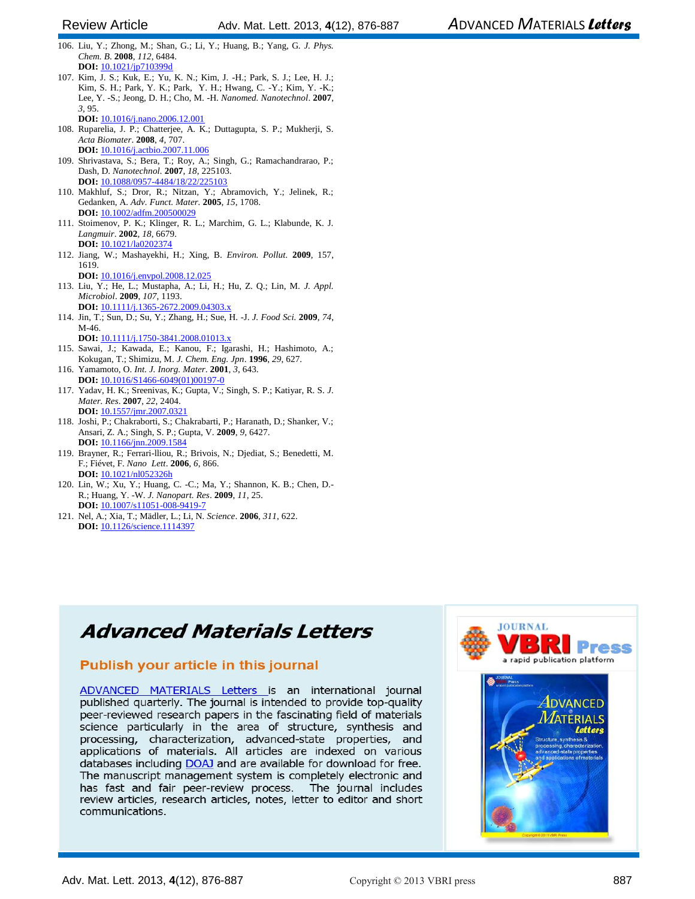106. Liu, Y.; Zhong, M.; Shan, G.; Li, Y.; Huang, B.; Yang, G. *J. Phys. Chem. B*. **2008**, *112*, 6484.
**DOI:** 10.1021/jp710399d
107. Kim, J. S.; Kuk, E.; Yu, K. N.; Kim, J. -H.; Park, S. J.; Lee, H. J.; Kim, S. H.; Park, Y. K.; Park, Y. H.; Hwang, C. -Y.; Kim, Y. -K.; Lee, Y. -S.; Jeong, D. H.; Cho, M. -H. *Nanomed. Nanotechnol*. **2007**, *3*, 95.
**DOI:** 10.1016/j.nano.2006.12.001
108. Ruparelia, J. P.; Chatterjee, A. K.; Duttagupta, S. P.; Mukherji, S. *Acta Biomater*. **2008**, *4*, 707.
**DOI:** 10.1016/j.actbio.2007.11.006
109. Shrivastava, S.; Bera, T.; Roy, A.; Singh, G.; Ramachandrarao, P.; Dash, D. *Nanotechnol.* **2007**, *18*, 225103.
**DOI:** 10.1088/0957-4484/18/22/225103
110. Makhluf, S.; Dror, R.; Nitzan, Y.; Abramovich, Y.; Jelinek, R.; Gedanken, A. *Adv. Funct. Mater*. **2005**, *15*, 1708.
**DOI:** 10.1002/adfm.200500029
111. Stoimenov, P. K.; Klinger, R. L.; Marchim, G. L.; Klabunde, K. J. *Langmuir*. **2002**, *18*, 6679.
**DOI:** 10.1021/la0202374
112. Jiang, W.; Mashayekhi, H.; Xing, B. *Environ. Pollut.* **2009**, 157, 1619.
**DOI:** 10.1016/j.envpol.2008.12.025
113. Liu, Y.; He, L.; Mustapha, A.; Li, H.; Hu, Z. Q.; Lin, M. *J. Appl. Microbiol*. **2009**, *107*, 1193.
**DOI:** 10.1111/j.1365-2672.2009.04303.x
114. Jin, T.; Sun, D.; Su, Y.; Zhang, H.; Sue, H. -J. *J. Food Sci.* **2009**, *74*, M-46.
**DOI:** 10.1111/j.1750-3841.2008.01013.x
115. Sawai, J.; Kawada, E.; Kanou, F.; Igarashi, H.; Hashimoto, A.; Kokugan, T.; Shimizu, M. *J. Chem. Eng. Jpn*. **1996**, *29*, 627.
116. Yamamoto, O. *Int. J. Inorg. Mater*. **2001**, *3*, 643.
**DOI:** 10.1016/S1466-6049(01)00197-0
117. Yadav, H. K.; Sreenivas, K.; Gupta, V.; Singh, S. P.; Katiyar, R. S. *J. Mater. Res*. **2007**, *22*, 2404.
**DOI:** 10.1557/jmr.2007.0321
118. Joshi, P.; Chakraborti, S.; Chakrabarti, P.; Haranath, D.; Shanker, V.; Ansari, Z. A.; Singh, S. P.; Gupta, V. **2009**, *9*, 6427.
**DOI:** 10.1166/jnn.2009.1584
119. Brayner, R.; Ferrari-lliou, R.; Brivois, N.; Djediat, S.; Benedetti, M. F.; Fiévet, F. *Nano Lett*. **2006**, *6*, 866.
**DOI:** 10.1021/nl052326h
120. Lin, W.; Xu, Y.; Huang, C. -C.; Ma, Y.; Shannon, K. B.; Chen, D.-R.; Huang, Y. -W. *J. Nanopart. Res*. **2009**, *11*, 25.
**DOI:** 10.1007/s11051-008-9419-7
121. Nel, A.; Xia, T.; Mädler, L.; Li, N. *Science*. **2006**, *311*, 622.
**DOI:** 10.1126/science.1114397

## Advanced Materials Letters

### Publish your article in this journal

ADVANCED MATERIALS Letters is an international journal published quarterly. The journal is intended to provide top-quality peer-reviewed research papers in the fascinating field of materials science particularly in the area of structure, synthesis and processing, characterization, advanced-state properties, and applications of materials. All articles are indexed on various databases including DOAJ and are available for download for free. The manuscript management system is completely electronic and has fast and fair peer-review process. The journal includes review articles, research articles, notes, letter to editor and short communications.